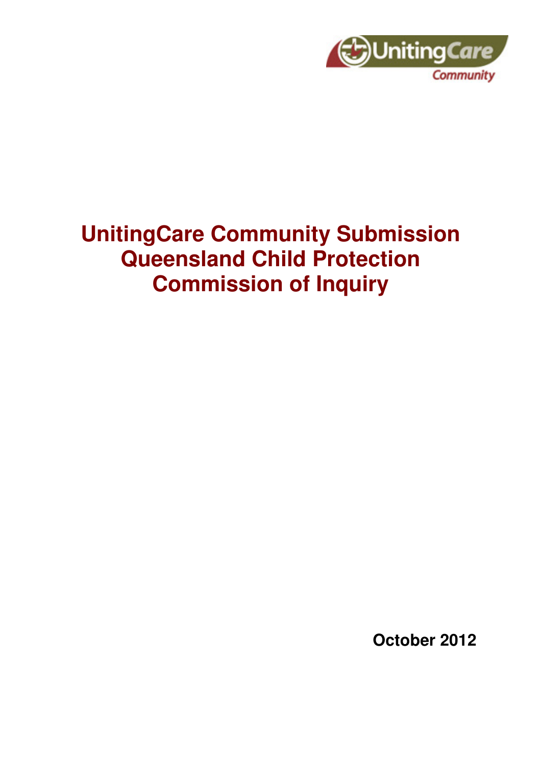# UnitingCare Community Submission Queensland Child Protection Commission of Inquiry

**October 2012**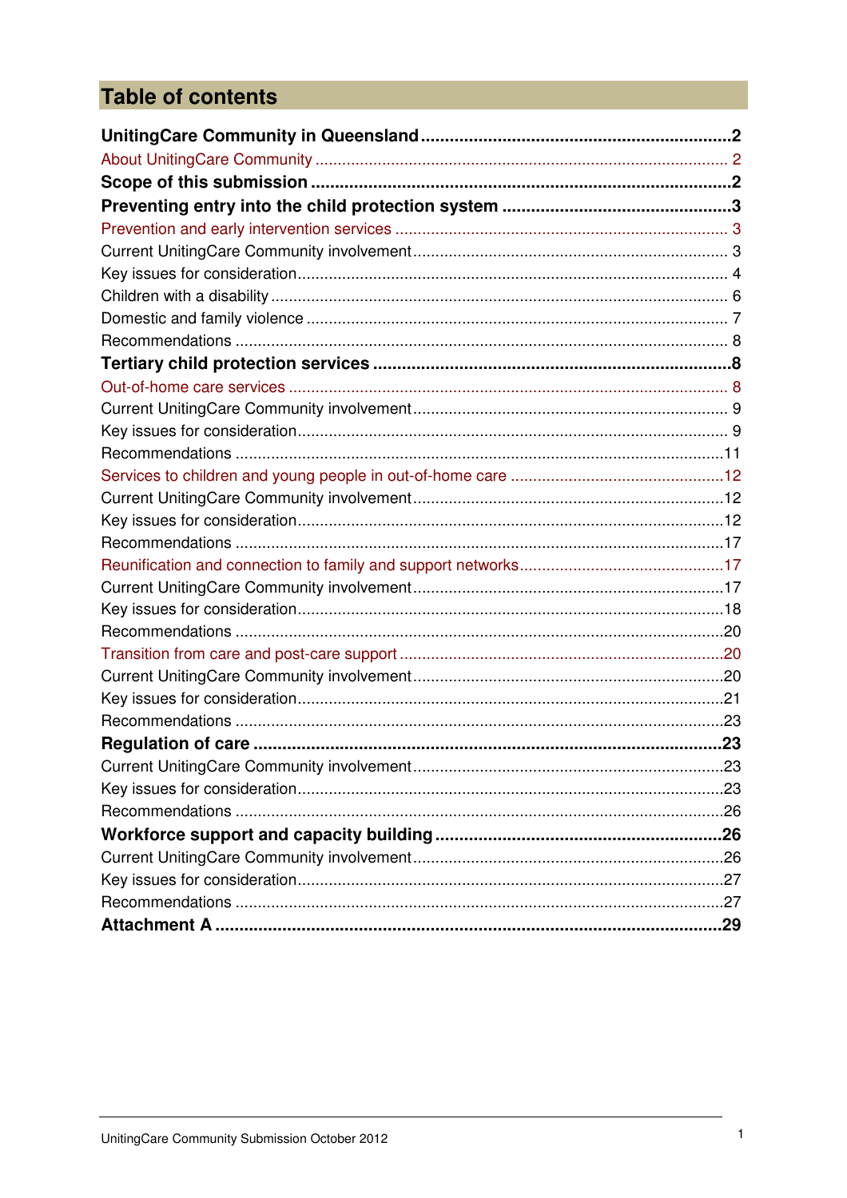## Table of contents

**UnitingCare Community in Queensland** ... 2

About UnitingCare Community ... 2

**Scope of this submission** ... 2

**Preventing entry into the child protection system** ... 3

Prevention and early intervention services ... 3

Current UnitingCare Community involvement ... 3

Key issues for consideration ... 4

Children with a disability ... 6

Domestic and family violence ... 7

Recommendations ... 8

**Tertiary child protection services** ... 8

Out-of-home care services ... 8

Current UnitingCare Community involvement ... 9

Key issues for consideration ... 9

Recommendations ... 11

Services to children and young people in out-of-home care ... 12

Current UnitingCare Community involvement ... 12

Key issues for consideration ... 12

Recommendations ... 17

Reunification and connection to family and support networks ... 17

Current UnitingCare Community involvement ... 17

Key issues for consideration ... 18

Recommendations ... 20

Transition from care and post-care support ... 20

Current UnitingCare Community involvement ... 20

Key issues for consideration ... 21

Recommendations ... 23

**Regulation of care** ... 23

Current UnitingCare Community involvement ... 23

Key issues for consideration ... 23

Recommendations ... 26

**Workforce support and capacity building** ... 26

Current UnitingCare Community involvement ... 26

Key issues for consideration ... 27

Recommendations ... 27

**Attachment A** ... 29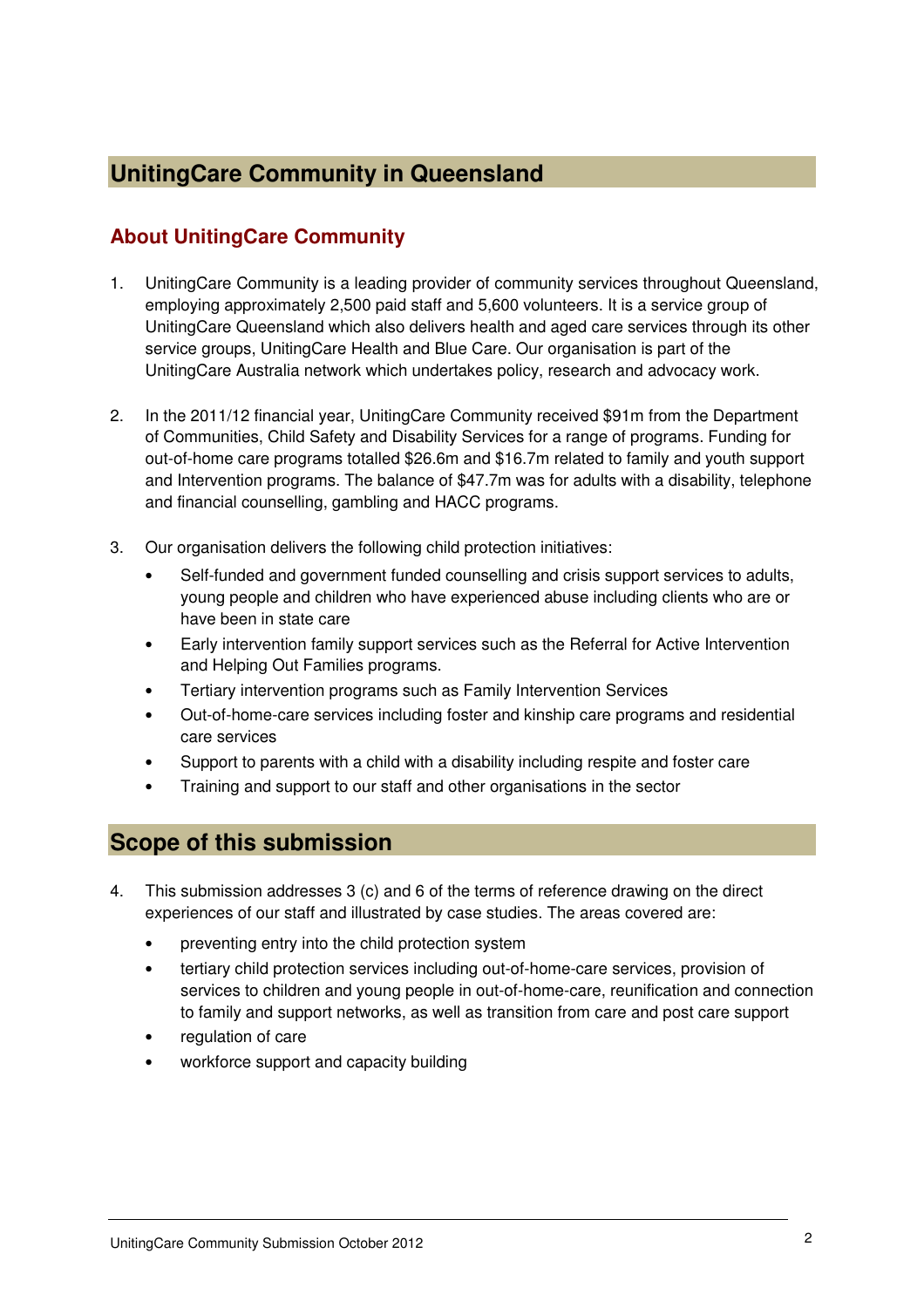## UnitingCare Community in Queensland

### About UnitingCare Community

1. UnitingCare Community is a leading provider of community services throughout Queensland, employing approximately 2,500 paid staff and 5,600 volunteers. It is a service group of UnitingCare Queensland which also delivers health and aged care services through its other service groups, UnitingCare Health and Blue Care. Our organisation is part of the UnitingCare Australia network which undertakes policy, research and advocacy work.

2. In the 2011/12 financial year, UnitingCare Community received $91m from the Department of Communities, Child Safety and Disability Services for a range of programs. Funding for out-of-home care programs totalled $26.6m and $16.7m related to family and youth support and Intervention programs. The balance of $47.7m was for adults with a disability, telephone and financial counselling, gambling and HACC programs.

3. Our organisation delivers the following child protection initiatives:
   - Self-funded and government funded counselling and crisis support services to adults, young people and children who have experienced abuse including clients who are or have been in state care
   - Early intervention family support services such as the Referral for Active Intervention and Helping Out Families programs.
   - Tertiary intervention programs such as Family Intervention Services
   - Out-of-home-care services including foster and kinship care programs and residential care services
   - Support to parents with a child with a disability including respite and foster care
   - Training and support to our staff and other organisations in the sector

## Scope of this submission

4. This submission addresses 3 (c) and 6 of the terms of reference drawing on the direct experiences of our staff and illustrated by case studies. The areas covered are:
   - preventing entry into the child protection system
   - tertiary child protection services including out-of-home-care services, provision of services to children and young people in out-of-home-care, reunification and connection to family and support networks, as well as transition from care and post care support
   - regulation of care
   - workforce support and capacity building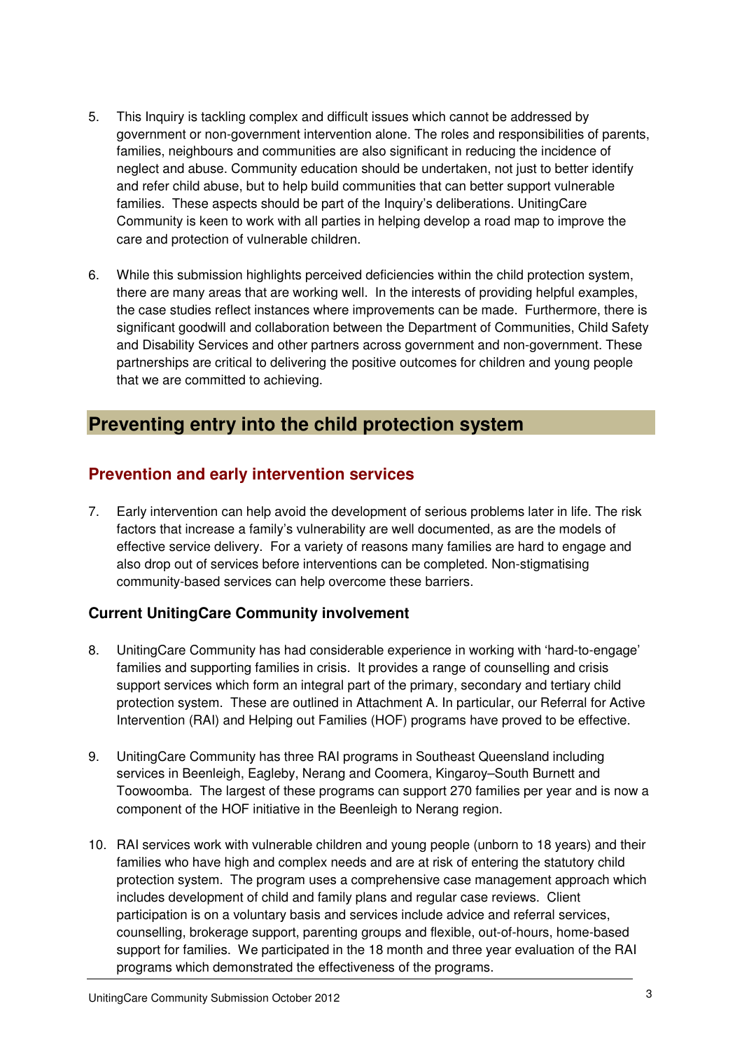5. This Inquiry is tackling complex and difficult issues which cannot be addressed by government or non-government intervention alone. The roles and responsibilities of parents, families, neighbours and communities are also significant in reducing the incidence of neglect and abuse. Community education should be undertaken, not just to better identify and refer child abuse, but to help build communities that can better support vulnerable families. These aspects should be part of the Inquiry's deliberations. UnitingCare Community is keen to work with all parties in helping develop a road map to improve the care and protection of vulnerable children.

6. While this submission highlights perceived deficiencies within the child protection system, there are many areas that are working well. In the interests of providing helpful examples, the case studies reflect instances where improvements can be made. Furthermore, there is significant goodwill and collaboration between the Department of Communities, Child Safety and Disability Services and other partners across government and non-government. These partnerships are critical to delivering the positive outcomes for children and young people that we are committed to achieving.

# Preventing entry into the child protection system

## Prevention and early intervention services

7. Early intervention can help avoid the development of serious problems later in life. The risk factors that increase a family's vulnerability are well documented, as are the models of effective service delivery. For a variety of reasons many families are hard to engage and also drop out of services before interventions can be completed. Non-stigmatising community-based services can help overcome these barriers.

### Current UnitingCare Community involvement

8. UnitingCare Community has had considerable experience in working with 'hard-to-engage' families and supporting families in crisis. It provides a range of counselling and crisis support services which form an integral part of the primary, secondary and tertiary child protection system. These are outlined in Attachment A. In particular, our Referral for Active Intervention (RAI) and Helping out Families (HOF) programs have proved to be effective.

9. UnitingCare Community has three RAI programs in Southeast Queensland including services in Beenleigh, Eagleby, Nerang and Coomera, Kingaroy–South Burnett and Toowoomba. The largest of these programs can support 270 families per year and is now a component of the HOF initiative in the Beenleigh to Nerang region.

10. RAI services work with vulnerable children and young people (unborn to 18 years) and their families who have high and complex needs and are at risk of entering the statutory child protection system. The program uses a comprehensive case management approach which includes development of child and family plans and regular case reviews. Client participation is on a voluntary basis and services include advice and referral services, counselling, brokerage support, parenting groups and flexible, out-of-hours, home-based support for families. We participated in the 18 month and three year evaluation of the RAI programs which demonstrated the effectiveness of the programs.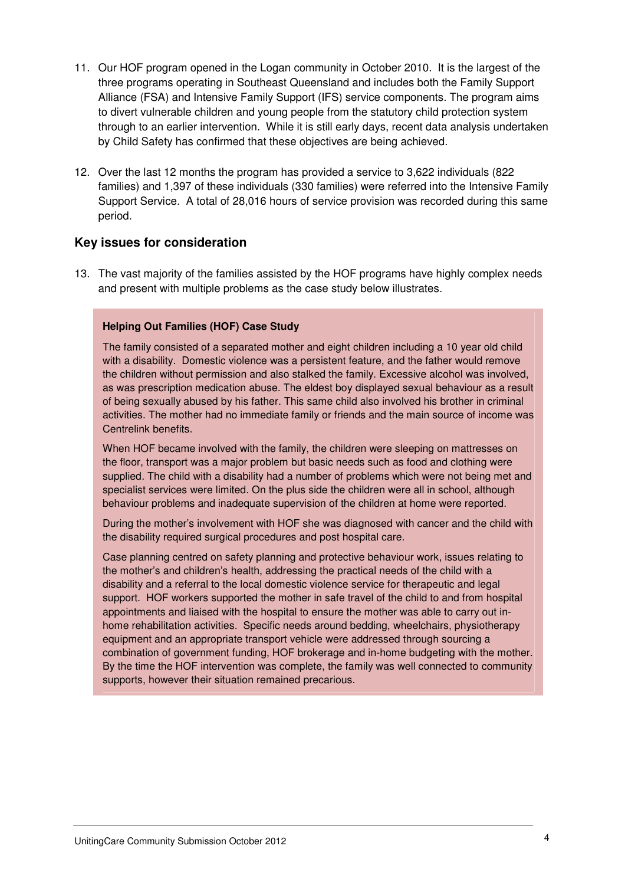11. Our HOF program opened in the Logan community in October 2010. It is the largest of the three programs operating in Southeast Queensland and includes both the Family Support Alliance (FSA) and Intensive Family Support (IFS) service components. The program aims to divert vulnerable children and young people from the statutory child protection system through to an earlier intervention. While it is still early days, recent data analysis undertaken by Child Safety has confirmed that these objectives are being achieved.

12. Over the last 12 months the program has provided a service to 3,622 individuals (822 families) and 1,397 of these individuals (330 families) were referred into the Intensive Family Support Service. A total of 28,016 hours of service provision was recorded during this same period.

## Key issues for consideration

13. The vast majority of the families assisted by the HOF programs have highly complex needs and present with multiple problems as the case study below illustrates.

**Helping Out Families (HOF) Case Study**

The family consisted of a separated mother and eight children including a 10 year old child with a disability. Domestic violence was a persistent feature, and the father would remove the children without permission and also stalked the family. Excessive alcohol was involved, as was prescription medication abuse. The eldest boy displayed sexual behaviour as a result of being sexually abused by his father. This same child also involved his brother in criminal activities. The mother had no immediate family or friends and the main source of income was Centrelink benefits.

When HOF became involved with the family, the children were sleeping on mattresses on the floor, transport was a major problem but basic needs such as food and clothing were supplied. The child with a disability had a number of problems which were not being met and specialist services were limited. On the plus side the children were all in school, although behaviour problems and inadequate supervision of the children at home were reported.

During the mother's involvement with HOF she was diagnosed with cancer and the child with the disability required surgical procedures and post hospital care.

Case planning centred on safety planning and protective behaviour work, issues relating to the mother's and children's health, addressing the practical needs of the child with a disability and a referral to the local domestic violence service for therapeutic and legal support. HOF workers supported the mother in safe travel of the child to and from hospital appointments and liaised with the hospital to ensure the mother was able to carry out in-home rehabilitation activities. Specific needs around bedding, wheelchairs, physiotherapy equipment and an appropriate transport vehicle were addressed through sourcing a combination of government funding, HOF brokerage and in-home budgeting with the mother. By the time the HOF intervention was complete, the family was well connected to community supports, however their situation remained precarious.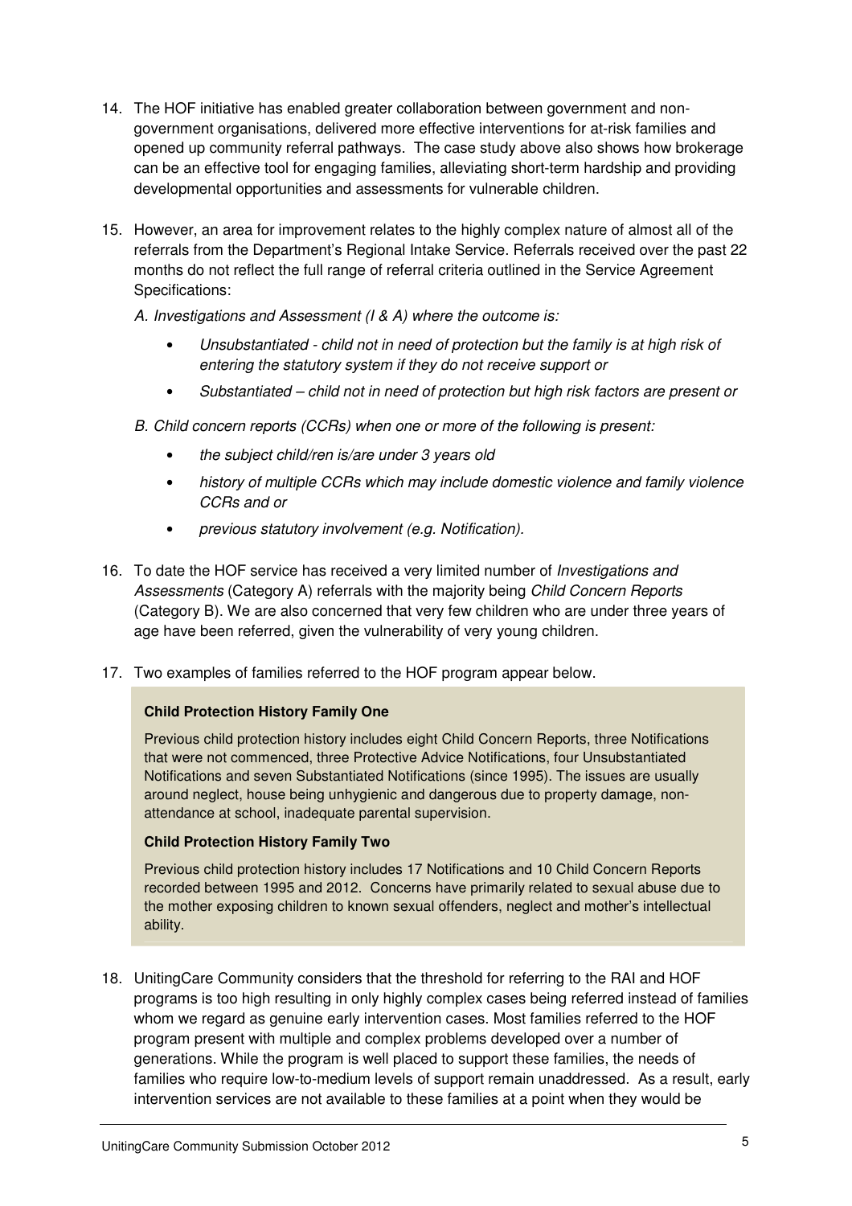14. The HOF initiative has enabled greater collaboration between government and non-government organisations, delivered more effective interventions for at-risk families and opened up community referral pathways. The case study above also shows how brokerage can be an effective tool for engaging families, alleviating short-term hardship and providing developmental opportunities and assessments for vulnerable children.

15. However, an area for improvement relates to the highly complex nature of almost all of the referrals from the Department's Regional Intake Service. Referrals received over the past 22 months do not reflect the full range of referral criteria outlined in the Service Agreement Specifications:

    *A. Investigations and Assessment (I & A) where the outcome is:*

    - *Unsubstantiated - child not in need of protection but the family is at high risk of entering the statutory system if they do not receive support or*
    - *Substantiated – child not in need of protection but high risk factors are present or*

    *B. Child concern reports (CCRs) when one or more of the following is present:*

    - *the subject child/ren is/are under 3 years old*
    - *history of multiple CCRs which may include domestic violence and family violence CCRs and or*
    - *previous statutory involvement (e.g. Notification).*

16. To date the HOF service has received a very limited number of *Investigations and Assessments* (Category A) referrals with the majority being *Child Concern Reports* (Category B). We are also concerned that very few children who are under three years of age have been referred, given the vulnerability of very young children.

17. Two examples of families referred to the HOF program appear below.

**Child Protection History Family One**

Previous child protection history includes eight Child Concern Reports, three Notifications that were not commenced, three Protective Advice Notifications, four Unsubstantiated Notifications and seven Substantiated Notifications (since 1995). The issues are usually around neglect, house being unhygienic and dangerous due to property damage, non-attendance at school, inadequate parental supervision.

**Child Protection History Family Two**

Previous child protection history includes 17 Notifications and 10 Child Concern Reports recorded between 1995 and 2012. Concerns have primarily related to sexual abuse due to the mother exposing children to known sexual offenders, neglect and mother's intellectual ability.

18. UnitingCare Community considers that the threshold for referring to the RAI and HOF programs is too high resulting in only highly complex cases being referred instead of families whom we regard as genuine early intervention cases. Most families referred to the HOF program present with multiple and complex problems developed over a number of generations. While the program is well placed to support these families, the needs of families who require low-to-medium levels of support remain unaddressed. As a result, early intervention services are not available to these families at a point when they would be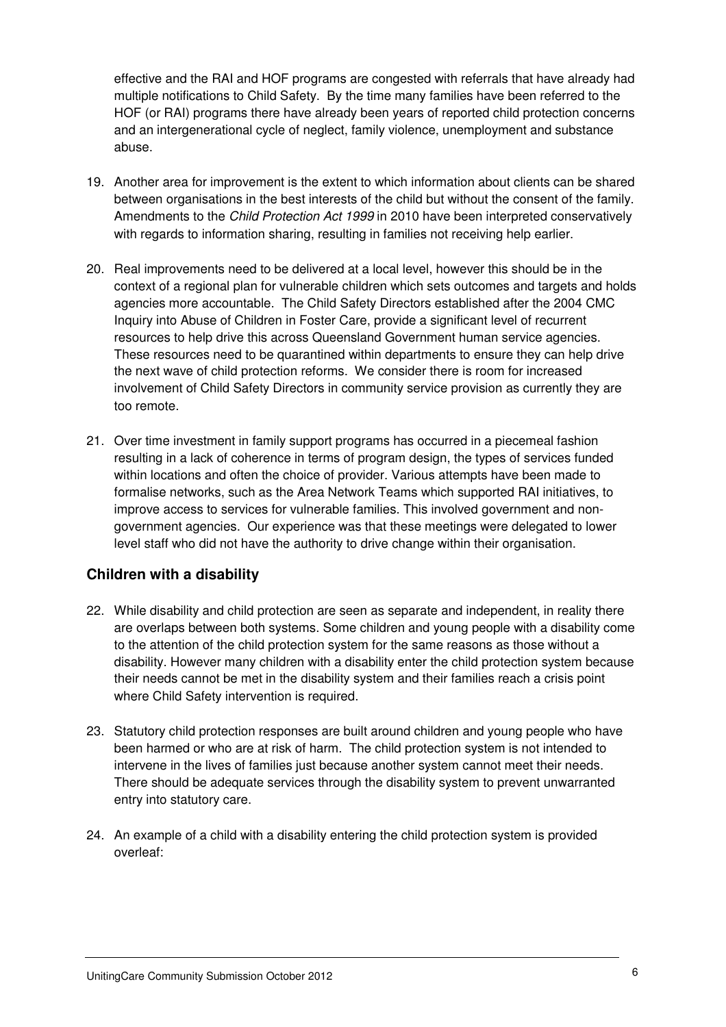effective and the RAI and HOF programs are congested with referrals that have already had multiple notifications to Child Safety. By the time many families have been referred to the HOF (or RAI) programs there have already been years of reported child protection concerns and an intergenerational cycle of neglect, family violence, unemployment and substance abuse.

19. Another area for improvement is the extent to which information about clients can be shared between organisations in the best interests of the child but without the consent of the family. Amendments to the *Child Protection Act 1999* in 2010 have been interpreted conservatively with regards to information sharing, resulting in families not receiving help earlier.

20. Real improvements need to be delivered at a local level, however this should be in the context of a regional plan for vulnerable children which sets outcomes and targets and holds agencies more accountable. The Child Safety Directors established after the 2004 CMC Inquiry into Abuse of Children in Foster Care, provide a significant level of recurrent resources to help drive this across Queensland Government human service agencies. These resources need to be quarantined within departments to ensure they can help drive the next wave of child protection reforms. We consider there is room for increased involvement of Child Safety Directors in community service provision as currently they are too remote.

21. Over time investment in family support programs has occurred in a piecemeal fashion resulting in a lack of coherence in terms of program design, the types of services funded within locations and often the choice of provider. Various attempts have been made to formalise networks, such as the Area Network Teams which supported RAI initiatives, to improve access to services for vulnerable families. This involved government and non-government agencies. Our experience was that these meetings were delegated to lower level staff who did not have the authority to drive change within their organisation.

### Children with a disability

22. While disability and child protection are seen as separate and independent, in reality there are overlaps between both systems. Some children and young people with a disability come to the attention of the child protection system for the same reasons as those without a disability. However many children with a disability enter the child protection system because their needs cannot be met in the disability system and their families reach a crisis point where Child Safety intervention is required.

23. Statutory child protection responses are built around children and young people who have been harmed or who are at risk of harm. The child protection system is not intended to intervene in the lives of families just because another system cannot meet their needs. There should be adequate services through the disability system to prevent unwarranted entry into statutory care.

24. An example of a child with a disability entering the child protection system is provided overleaf: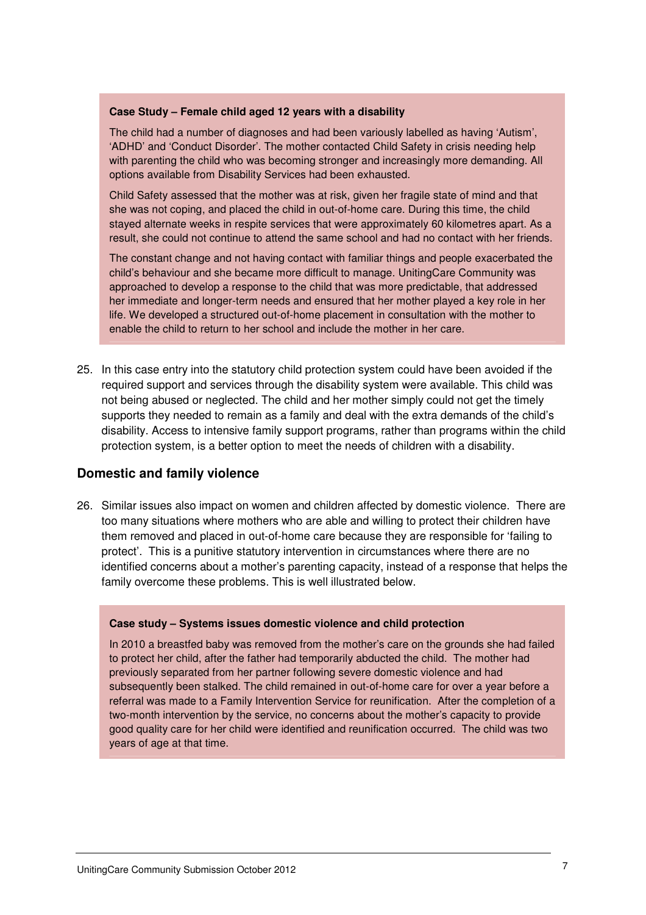**Case Study – Female child aged 12 years with a disability**

The child had a number of diagnoses and had been variously labelled as having 'Autism', 'ADHD' and 'Conduct Disorder'. The mother contacted Child Safety in crisis needing help with parenting the child who was becoming stronger and increasingly more demanding. All options available from Disability Services had been exhausted.

Child Safety assessed that the mother was at risk, given her fragile state of mind and that she was not coping, and placed the child in out-of-home care. During this time, the child stayed alternate weeks in respite services that were approximately 60 kilometres apart. As a result, she could not continue to attend the same school and had no contact with her friends.

The constant change and not having contact with familiar things and people exacerbated the child's behaviour and she became more difficult to manage. UnitingCare Community was approached to develop a response to the child that was more predictable, that addressed her immediate and longer-term needs and ensured that her mother played a key role in her life. We developed a structured out-of-home placement in consultation with the mother to enable the child to return to her school and include the mother in her care.

25. In this case entry into the statutory child protection system could have been avoided if the required support and services through the disability system were available. This child was not being abused or neglected. The child and her mother simply could not get the timely supports they needed to remain as a family and deal with the extra demands of the child's disability. Access to intensive family support programs, rather than programs within the child protection system, is a better option to meet the needs of children with a disability.

## Domestic and family violence

26. Similar issues also impact on women and children affected by domestic violence. There are too many situations where mothers who are able and willing to protect their children have them removed and placed in out-of-home care because they are responsible for 'failing to protect'. This is a punitive statutory intervention in circumstances where there are no identified concerns about a mother's parenting capacity, instead of a response that helps the family overcome these problems. This is well illustrated below.

**Case study – Systems issues domestic violence and child protection**

In 2010 a breastfed baby was removed from the mother's care on the grounds she had failed to protect her child, after the father had temporarily abducted the child. The mother had previously separated from her partner following severe domestic violence and had subsequently been stalked. The child remained in out-of-home care for over a year before a referral was made to a Family Intervention Service for reunification. After the completion of a two-month intervention by the service, no concerns about the mother's capacity to provide good quality care for her child were identified and reunification occurred. The child was two years of age at that time.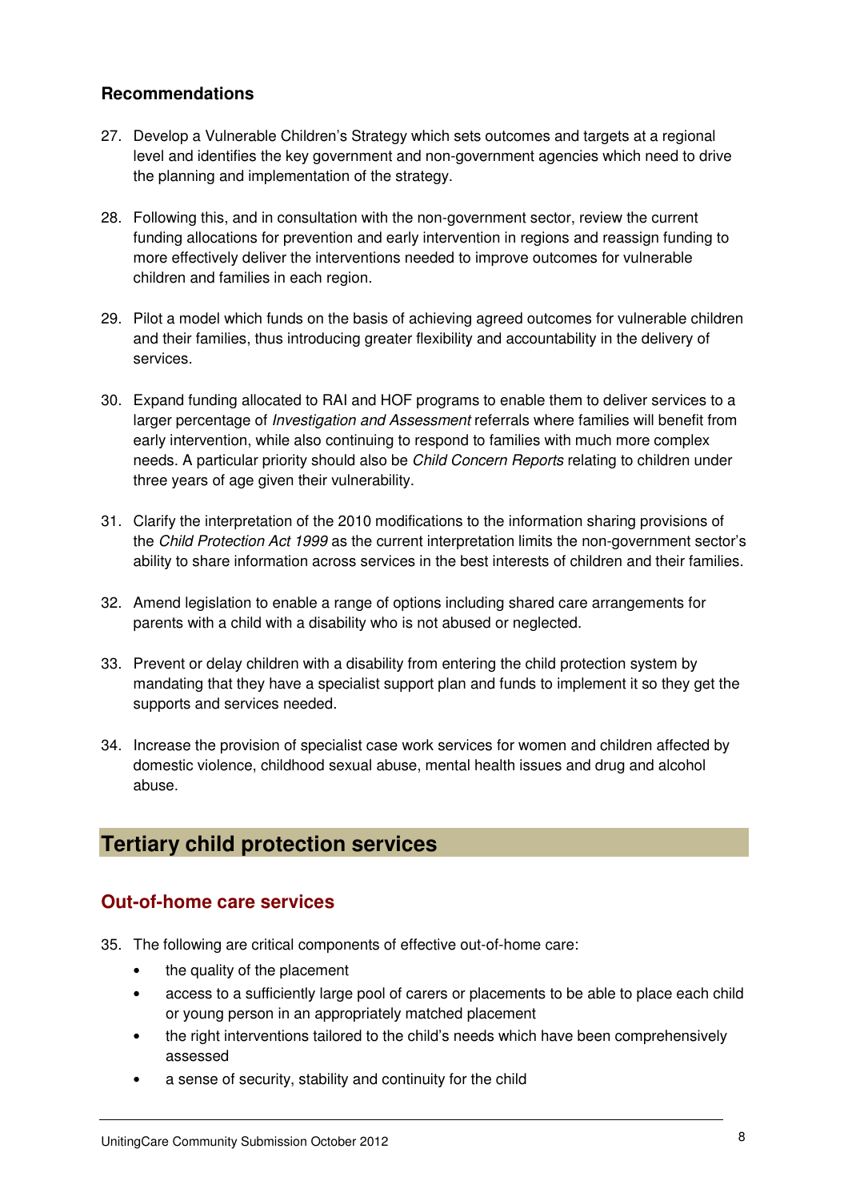### Recommendations

27. Develop a Vulnerable Children's Strategy which sets outcomes and targets at a regional level and identifies the key government and non-government agencies which need to drive the planning and implementation of the strategy.

28. Following this, and in consultation with the non-government sector, review the current funding allocations for prevention and early intervention in regions and reassign funding to more effectively deliver the interventions needed to improve outcomes for vulnerable children and families in each region.

29. Pilot a model which funds on the basis of achieving agreed outcomes for vulnerable children and their families, thus introducing greater flexibility and accountability in the delivery of services.

30. Expand funding allocated to RAI and HOF programs to enable them to deliver services to a larger percentage of *Investigation and Assessment* referrals where families will benefit from early intervention, while also continuing to respond to families with much more complex needs. A particular priority should also be *Child Concern Reports* relating to children under three years of age given their vulnerability.

31. Clarify the interpretation of the 2010 modifications to the information sharing provisions of the *Child Protection Act 1999* as the current interpretation limits the non-government sector's ability to share information across services in the best interests of children and their families.

32. Amend legislation to enable a range of options including shared care arrangements for parents with a child with a disability who is not abused or neglected.

33. Prevent or delay children with a disability from entering the child protection system by mandating that they have a specialist support plan and funds to implement it so they get the supports and services needed.

34. Increase the provision of specialist case work services for women and children affected by domestic violence, childhood sexual abuse, mental health issues and drug and alcohol abuse.

## Tertiary child protection services

### Out-of-home care services

35. The following are critical components of effective out-of-home care:
    - the quality of the placement
    - access to a sufficiently large pool of carers or placements to be able to place each child or young person in an appropriately matched placement
    - the right interventions tailored to the child's needs which have been comprehensively assessed
    - a sense of security, stability and continuity for the child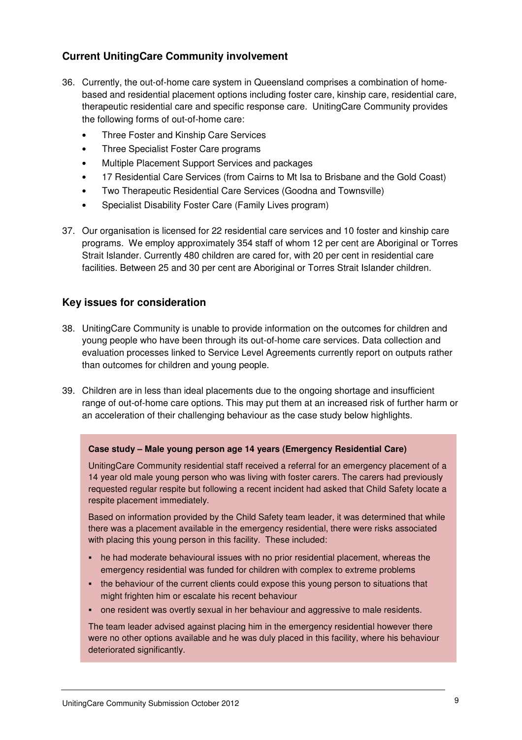## Current UnitingCare Community involvement

36. Currently, the out-of-home care system in Queensland comprises a combination of home-based and residential placement options including foster care, kinship care, residential care, therapeutic residential care and specific response care. UnitingCare Community provides the following forms of out-of-home care:
    - Three Foster and Kinship Care Services
    - Three Specialist Foster Care programs
    - Multiple Placement Support Services and packages
    - 17 Residential Care Services (from Cairns to Mt Isa to Brisbane and the Gold Coast)
    - Two Therapeutic Residential Care Services (Goodna and Townsville)
    - Specialist Disability Foster Care (Family Lives program)

37. Our organisation is licensed for 22 residential care services and 10 foster and kinship care programs. We employ approximately 354 staff of whom 12 per cent are Aboriginal or Torres Strait Islander. Currently 480 children are cared for, with 20 per cent in residential care facilities. Between 25 and 30 per cent are Aboriginal or Torres Strait Islander children.

## Key issues for consideration

38. UnitingCare Community is unable to provide information on the outcomes for children and young people who have been through its out-of-home care services. Data collection and evaluation processes linked to Service Level Agreements currently report on outputs rather than outcomes for children and young people.

39. Children are in less than ideal placements due to the ongoing shortage and insufficient range of out-of-home care options. This may put them at an increased risk of further harm or an acceleration of their challenging behaviour as the case study below highlights.

**Case study – Male young person age 14 years (Emergency Residential Care)**

UnitingCare Community residential staff received a referral for an emergency placement of a 14 year old male young person who was living with foster carers. The carers had previously requested regular respite but following a recent incident had asked that Child Safety locate a respite placement immediately.

Based on information provided by the Child Safety team leader, it was determined that while there was a placement available in the emergency residential, there were risks associated with placing this young person in this facility. These included:

- he had moderate behavioural issues with no prior residential placement, whereas the emergency residential was funded for children with complex to extreme problems
- the behaviour of the current clients could expose this young person to situations that might frighten him or escalate his recent behaviour
- one resident was overtly sexual in her behaviour and aggressive to male residents.

The team leader advised against placing him in the emergency residential however there were no other options available and he was duly placed in this facility, where his behaviour deteriorated significantly.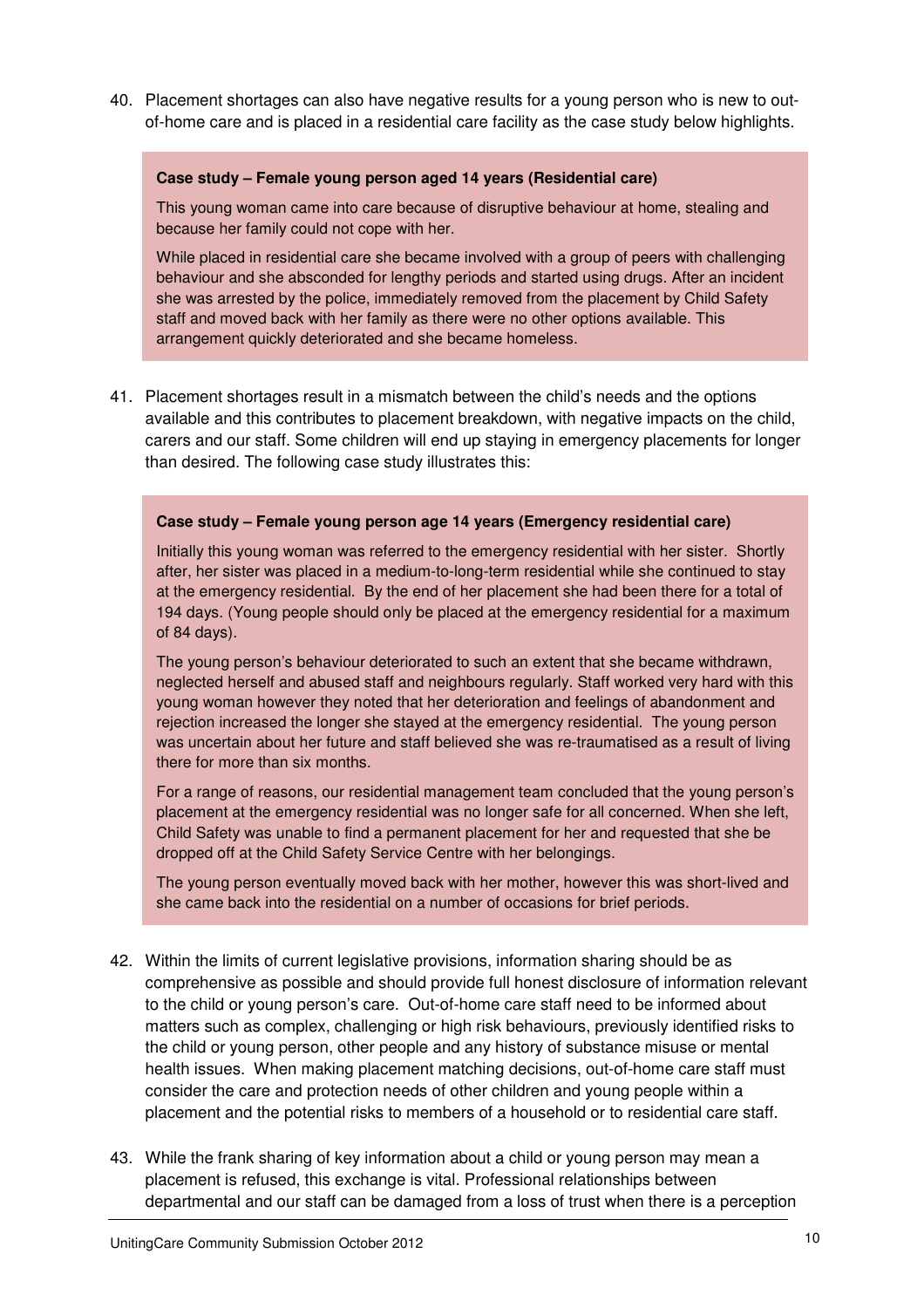40. Placement shortages can also have negative results for a young person who is new to out-of-home care and is placed in a residential care facility as the case study below highlights.

> **Case study – Female young person aged 14 years (Residential care)**
>
> This young woman came into care because of disruptive behaviour at home, stealing and because her family could not cope with her.
>
> While placed in residential care she became involved with a group of peers with challenging behaviour and she absconded for lengthy periods and started using drugs. After an incident she was arrested by the police, immediately removed from the placement by Child Safety staff and moved back with her family as there were no other options available. This arrangement quickly deteriorated and she became homeless.

41. Placement shortages result in a mismatch between the child's needs and the options available and this contributes to placement breakdown, with negative impacts on the child, carers and our staff. Some children will end up staying in emergency placements for longer than desired. The following case study illustrates this:

> **Case study – Female young person age 14 years (Emergency residential care)**
>
> Initially this young woman was referred to the emergency residential with her sister. Shortly after, her sister was placed in a medium-to-long-term residential while she continued to stay at the emergency residential. By the end of her placement she had been there for a total of 194 days. (Young people should only be placed at the emergency residential for a maximum of 84 days).
>
> The young person's behaviour deteriorated to such an extent that she became withdrawn, neglected herself and abused staff and neighbours regularly. Staff worked very hard with this young woman however they noted that her deterioration and feelings of abandonment and rejection increased the longer she stayed at the emergency residential. The young person was uncertain about her future and staff believed she was re-traumatised as a result of living there for more than six months.
>
> For a range of reasons, our residential management team concluded that the young person's placement at the emergency residential was no longer safe for all concerned. When she left, Child Safety was unable to find a permanent placement for her and requested that she be dropped off at the Child Safety Service Centre with her belongings.
>
> The young person eventually moved back with her mother, however this was short-lived and she came back into the residential on a number of occasions for brief periods.

42. Within the limits of current legislative provisions, information sharing should be as comprehensive as possible and should provide full honest disclosure of information relevant to the child or young person's care. Out-of-home care staff need to be informed about matters such as complex, challenging or high risk behaviours, previously identified risks to the child or young person, other people and any history of substance misuse or mental health issues. When making placement matching decisions, out-of-home care staff must consider the care and protection needs of other children and young people within a placement and the potential risks to members of a household or to residential care staff.

43. While the frank sharing of key information about a child or young person may mean a placement is refused, this exchange is vital. Professional relationships between departmental and our staff can be damaged from a loss of trust when there is a perception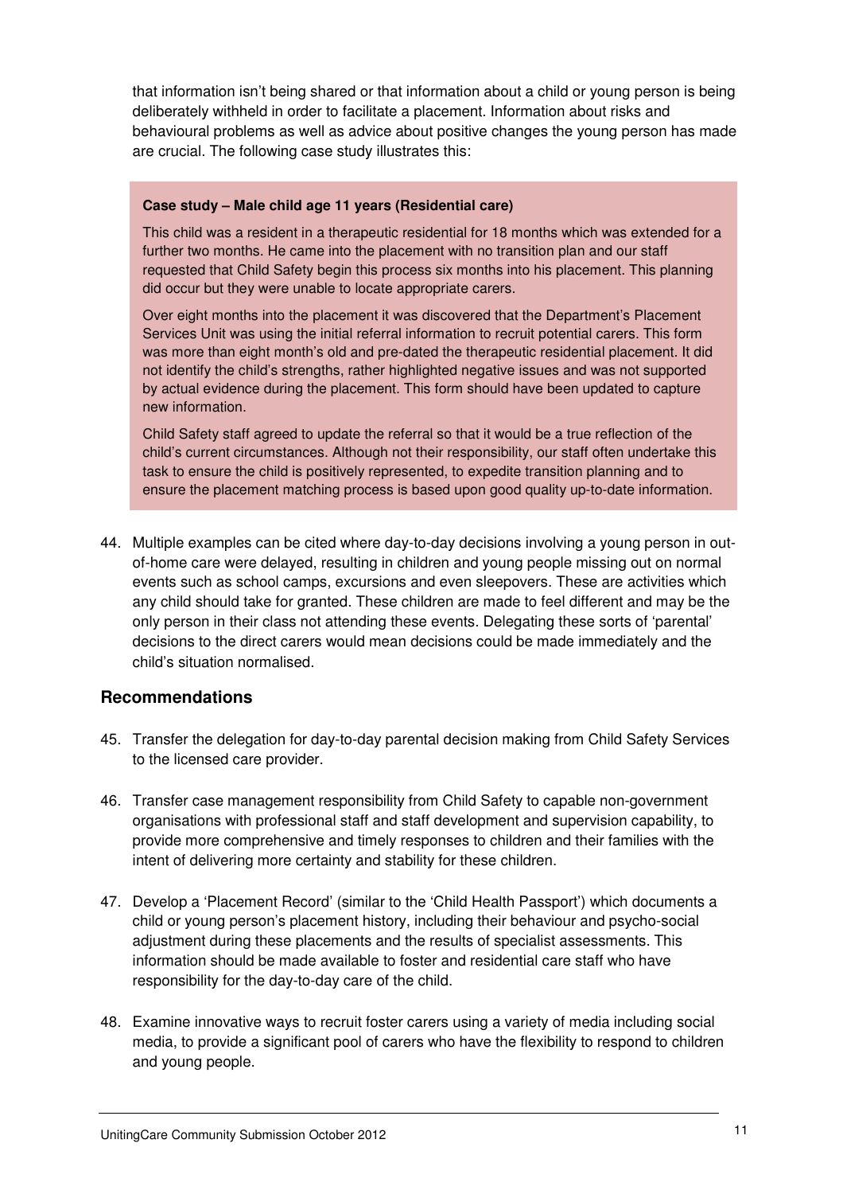that information isn't being shared or that information about a child or young person is being deliberately withheld in order to facilitate a placement. Information about risks and behavioural problems as well as advice about positive changes the young person has made are crucial. The following case study illustrates this:

> **Case study – Male child age 11 years (Residential care)**
>
> This child was a resident in a therapeutic residential for 18 months which was extended for a further two months. He came into the placement with no transition plan and our staff requested that Child Safety begin this process six months into his placement. This planning did occur but they were unable to locate appropriate carers.
>
> Over eight months into the placement it was discovered that the Department's Placement Services Unit was using the initial referral information to recruit potential carers. This form was more than eight month's old and pre-dated the therapeutic residential placement. It did not identify the child's strengths, rather highlighted negative issues and was not supported by actual evidence during the placement. This form should have been updated to capture new information.
>
> Child Safety staff agreed to update the referral so that it would be a true reflection of the child's current circumstances. Although not their responsibility, our staff often undertake this task to ensure the child is positively represented, to expedite transition planning and to ensure the placement matching process is based upon good quality up-to-date information.

44. Multiple examples can be cited where day-to-day decisions involving a young person in out-of-home care were delayed, resulting in children and young people missing out on normal events such as school camps, excursions and even sleepovers. These are activities which any child should take for granted. These children are made to feel different and may be the only person in their class not attending these events. Delegating these sorts of 'parental' decisions to the direct carers would mean decisions could be made immediately and the child's situation normalised.

## Recommendations

45. Transfer the delegation for day-to-day parental decision making from Child Safety Services to the licensed care provider.

46. Transfer case management responsibility from Child Safety to capable non-government organisations with professional staff and staff development and supervision capability, to provide more comprehensive and timely responses to children and their families with the intent of delivering more certainty and stability for these children.

47. Develop a 'Placement Record' (similar to the 'Child Health Passport') which documents a child or young person's placement history, including their behaviour and psycho-social adjustment during these placements and the results of specialist assessments. This information should be made available to foster and residential care staff who have responsibility for the day-to-day care of the child.

48. Examine innovative ways to recruit foster carers using a variety of media including social media, to provide a significant pool of carers who have the flexibility to respond to children and young people.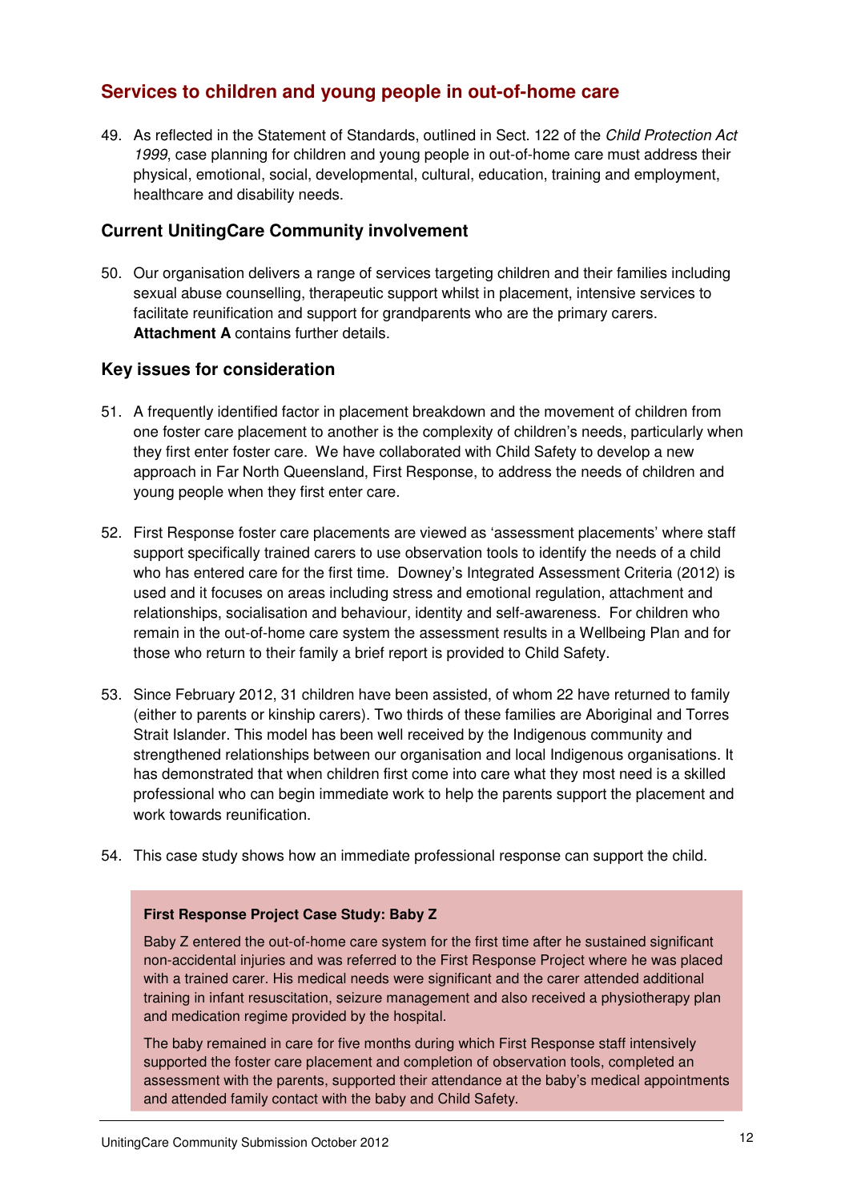## Services to children and young people in out-of-home care

49. As reflected in the Statement of Standards, outlined in Sect. 122 of the *Child Protection Act 1999*, case planning for children and young people in out-of-home care must address their physical, emotional, social, developmental, cultural, education, training and employment, healthcare and disability needs.

### Current UnitingCare Community involvement

50. Our organisation delivers a range of services targeting children and their families including sexual abuse counselling, therapeutic support whilst in placement, intensive services to facilitate reunification and support for grandparents who are the primary carers. **Attachment A** contains further details.

### Key issues for consideration

51. A frequently identified factor in placement breakdown and the movement of children from one foster care placement to another is the complexity of children's needs, particularly when they first enter foster care. We have collaborated with Child Safety to develop a new approach in Far North Queensland, First Response, to address the needs of children and young people when they first enter care.

52. First Response foster care placements are viewed as 'assessment placements' where staff support specifically trained carers to use observation tools to identify the needs of a child who has entered care for the first time. Downey's Integrated Assessment Criteria (2012) is used and it focuses on areas including stress and emotional regulation, attachment and relationships, socialisation and behaviour, identity and self-awareness. For children who remain in the out-of-home care system the assessment results in a Wellbeing Plan and for those who return to their family a brief report is provided to Child Safety.

53. Since February 2012, 31 children have been assisted, of whom 22 have returned to family (either to parents or kinship carers). Two thirds of these families are Aboriginal and Torres Strait Islander. This model has been well received by the Indigenous community and strengthened relationships between our organisation and local Indigenous organisations. It has demonstrated that when children first come into care what they most need is a skilled professional who can begin immediate work to help the parents support the placement and work towards reunification.

54. This case study shows how an immediate professional response can support the child.

> **First Response Project Case Study: Baby Z**
>
> Baby Z entered the out-of-home care system for the first time after he sustained significant non-accidental injuries and was referred to the First Response Project where he was placed with a trained carer. His medical needs were significant and the carer attended additional training in infant resuscitation, seizure management and also received a physiotherapy plan and medication regime provided by the hospital.
>
> The baby remained in care for five months during which First Response staff intensively supported the foster care placement and completion of observation tools, completed an assessment with the parents, supported their attendance at the baby's medical appointments and attended family contact with the baby and Child Safety.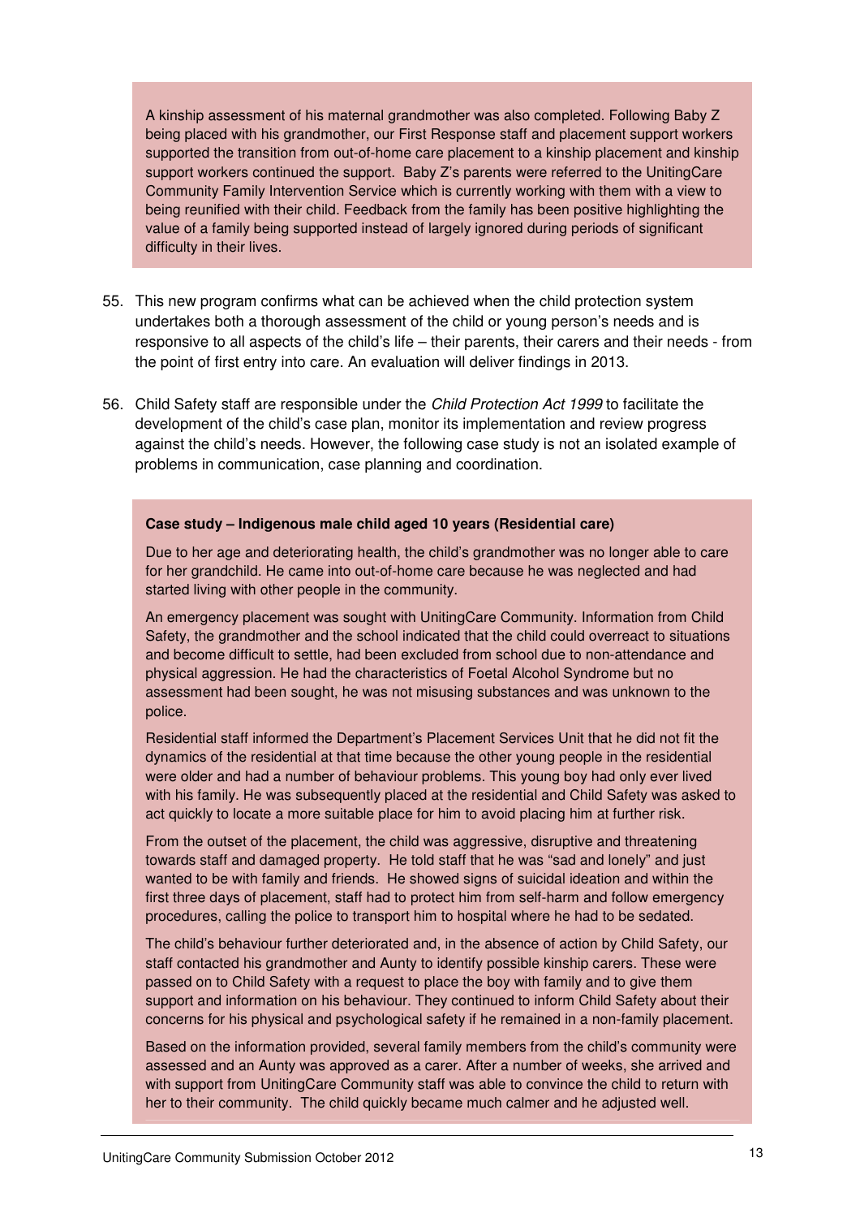A kinship assessment of his maternal grandmother was also completed. Following Baby Z being placed with his grandmother, our First Response staff and placement support workers supported the transition from out-of-home care placement to a kinship placement and kinship support workers continued the support. Baby Z's parents were referred to the UnitingCare Community Family Intervention Service which is currently working with them with a view to being reunified with their child. Feedback from the family has been positive highlighting the value of a family being supported instead of largely ignored during periods of significant difficulty in their lives.

55. This new program confirms what can be achieved when the child protection system undertakes both a thorough assessment of the child or young person's needs and is responsive to all aspects of the child's life – their parents, their carers and their needs - from the point of first entry into care. An evaluation will deliver findings in 2013.

56. Child Safety staff are responsible under the *Child Protection Act 1999* to facilitate the development of the child's case plan, monitor its implementation and review progress against the child's needs. However, the following case study is not an isolated example of problems in communication, case planning and coordination.

**Case study – Indigenous male child aged 10 years (Residential care)**

Due to her age and deteriorating health, the child's grandmother was no longer able to care for her grandchild. He came into out-of-home care because he was neglected and had started living with other people in the community.

An emergency placement was sought with UnitingCare Community. Information from Child Safety, the grandmother and the school indicated that the child could overreact to situations and become difficult to settle, had been excluded from school due to non-attendance and physical aggression. He had the characteristics of Foetal Alcohol Syndrome but no assessment had been sought, he was not misusing substances and was unknown to the police.

Residential staff informed the Department's Placement Services Unit that he did not fit the dynamics of the residential at that time because the other young people in the residential were older and had a number of behaviour problems. This young boy had only ever lived with his family. He was subsequently placed at the residential and Child Safety was asked to act quickly to locate a more suitable place for him to avoid placing him at further risk.

From the outset of the placement, the child was aggressive, disruptive and threatening towards staff and damaged property. He told staff that he was "sad and lonely" and just wanted to be with family and friends. He showed signs of suicidal ideation and within the first three days of placement, staff had to protect him from self-harm and follow emergency procedures, calling the police to transport him to hospital where he had to be sedated.

The child's behaviour further deteriorated and, in the absence of action by Child Safety, our staff contacted his grandmother and Aunty to identify possible kinship carers. These were passed on to Child Safety with a request to place the boy with family and to give them support and information on his behaviour. They continued to inform Child Safety about their concerns for his physical and psychological safety if he remained in a non-family placement.

Based on the information provided, several family members from the child's community were assessed and an Aunty was approved as a carer. After a number of weeks, she arrived and with support from UnitingCare Community staff was able to convince the child to return with her to their community. The child quickly became much calmer and he adjusted well.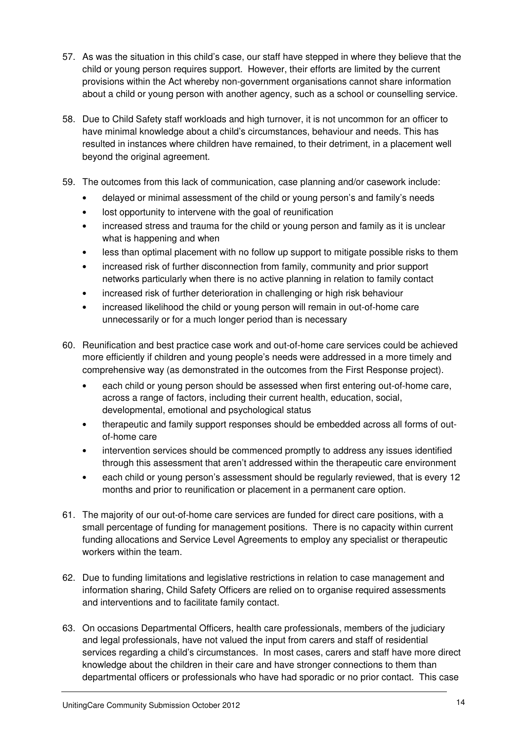57. As was the situation in this child's case, our staff have stepped in where they believe that the child or young person requires support. However, their efforts are limited by the current provisions within the Act whereby non-government organisations cannot share information about a child or young person with another agency, such as a school or counselling service.

58. Due to Child Safety staff workloads and high turnover, it is not uncommon for an officer to have minimal knowledge about a child's circumstances, behaviour and needs. This has resulted in instances where children have remained, to their detriment, in a placement well beyond the original agreement.

59. The outcomes from this lack of communication, case planning and/or casework include:
    - delayed or minimal assessment of the child or young person's and family's needs
    - lost opportunity to intervene with the goal of reunification
    - increased stress and trauma for the child or young person and family as it is unclear what is happening and when
    - less than optimal placement with no follow up support to mitigate possible risks to them
    - increased risk of further disconnection from family, community and prior support networks particularly when there is no active planning in relation to family contact
    - increased risk of further deterioration in challenging or high risk behaviour
    - increased likelihood the child or young person will remain in out-of-home care unnecessarily or for a much longer period than is necessary

60. Reunification and best practice case work and out-of-home care services could be achieved more efficiently if children and young people's needs were addressed in a more timely and comprehensive way (as demonstrated in the outcomes from the First Response project).
    - each child or young person should be assessed when first entering out-of-home care, across a range of factors, including their current health, education, social, developmental, emotional and psychological status
    - therapeutic and family support responses should be embedded across all forms of out-of-home care
    - intervention services should be commenced promptly to address any issues identified through this assessment that aren't addressed within the therapeutic care environment
    - each child or young person's assessment should be regularly reviewed, that is every 12 months and prior to reunification or placement in a permanent care option.

61. The majority of our out-of-home care services are funded for direct care positions, with a small percentage of funding for management positions. There is no capacity within current funding allocations and Service Level Agreements to employ any specialist or therapeutic workers within the team.

62. Due to funding limitations and legislative restrictions in relation to case management and information sharing, Child Safety Officers are relied on to organise required assessments and interventions and to facilitate family contact.

63. On occasions Departmental Officers, health care professionals, members of the judiciary and legal professionals, have not valued the input from carers and staff of residential services regarding a child's circumstances. In most cases, carers and staff have more direct knowledge about the children in their care and have stronger connections to them than departmental officers or professionals who have had sporadic or no prior contact. This case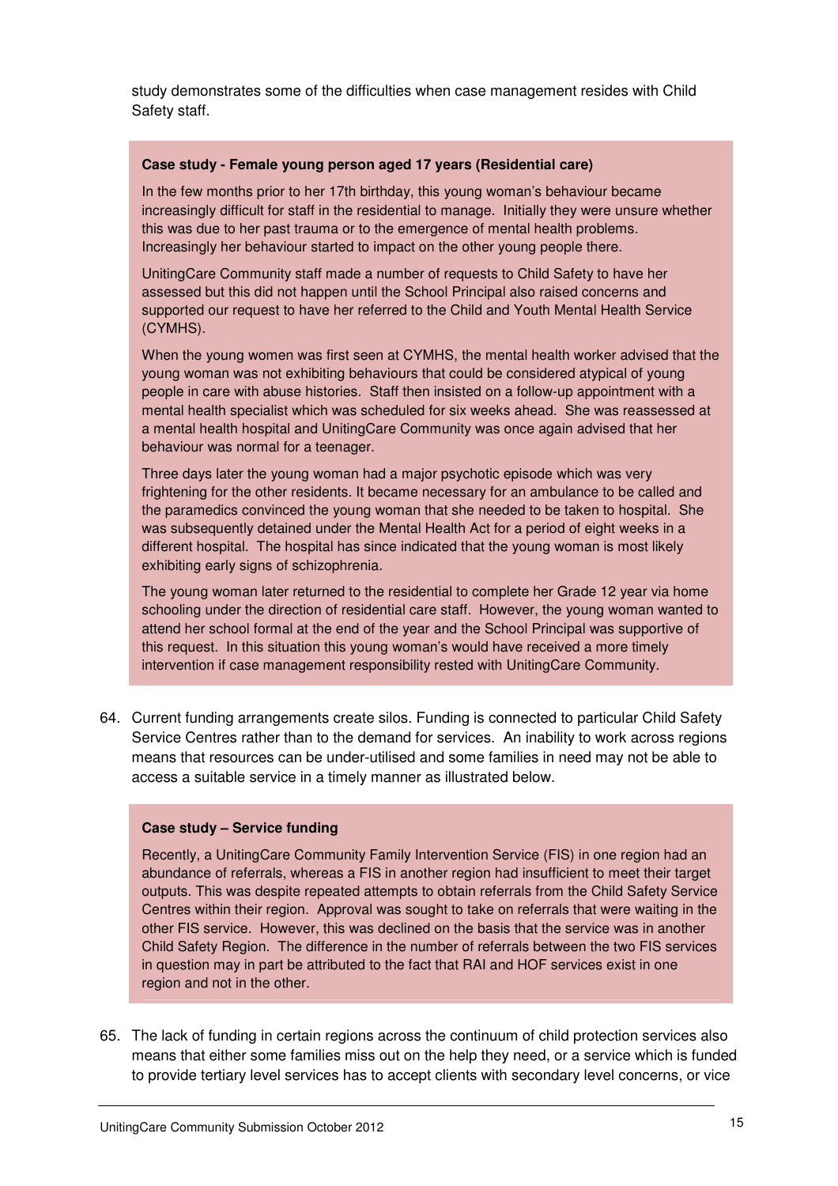study demonstrates some of the difficulties when case management resides with Child Safety staff.

> **Case study - Female young person aged 17 years (Residential care)**
>
> In the few months prior to her 17th birthday, this young woman's behaviour became increasingly difficult for staff in the residential to manage. Initially they were unsure whether this was due to her past trauma or to the emergence of mental health problems. Increasingly her behaviour started to impact on the other young people there.
>
> UnitingCare Community staff made a number of requests to Child Safety to have her assessed but this did not happen until the School Principal also raised concerns and supported our request to have her referred to the Child and Youth Mental Health Service (CYMHS).
>
> When the young women was first seen at CYMHS, the mental health worker advised that the young woman was not exhibiting behaviours that could be considered atypical of young people in care with abuse histories. Staff then insisted on a follow-up appointment with a mental health specialist which was scheduled for six weeks ahead. She was reassessed at a mental health hospital and UnitingCare Community was once again advised that her behaviour was normal for a teenager.
>
> Three days later the young woman had a major psychotic episode which was very frightening for the other residents. It became necessary for an ambulance to be called and the paramedics convinced the young woman that she needed to be taken to hospital. She was subsequently detained under the Mental Health Act for a period of eight weeks in a different hospital. The hospital has since indicated that the young woman is most likely exhibiting early signs of schizophrenia.
>
> The young woman later returned to the residential to complete her Grade 12 year via home schooling under the direction of residential care staff. However, the young woman wanted to attend her school formal at the end of the year and the School Principal was supportive of this request. In this situation this young woman's would have received a more timely intervention if case management responsibility rested with UnitingCare Community.

64. Current funding arrangements create silos. Funding is connected to particular Child Safety Service Centres rather than to the demand for services. An inability to work across regions means that resources can be under-utilised and some families in need may not be able to access a suitable service in a timely manner as illustrated below.

> **Case study – Service funding**
>
> Recently, a UnitingCare Community Family Intervention Service (FIS) in one region had an abundance of referrals, whereas a FIS in another region had insufficient to meet their target outputs. This was despite repeated attempts to obtain referrals from the Child Safety Service Centres within their region. Approval was sought to take on referrals that were waiting in the other FIS service. However, this was declined on the basis that the service was in another Child Safety Region. The difference in the number of referrals between the two FIS services in question may in part be attributed to the fact that RAI and HOF services exist in one region and not in the other.

65. The lack of funding in certain regions across the continuum of child protection services also means that either some families miss out on the help they need, or a service which is funded to provide tertiary level services has to accept clients with secondary level concerns, or vice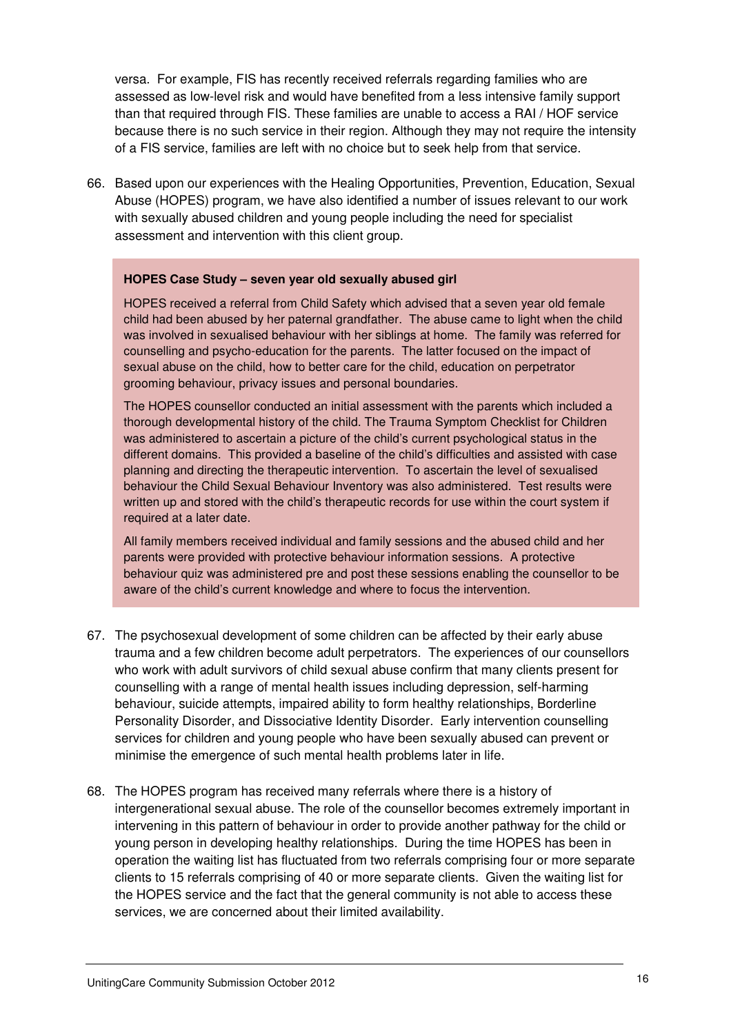versa. For example, FIS has recently received referrals regarding families who are assessed as low-level risk and would have benefited from a less intensive family support than that required through FIS. These families are unable to access a RAI / HOF service because there is no such service in their region. Although they may not require the intensity of a FIS service, families are left with no choice but to seek help from that service.

66. Based upon our experiences with the Healing Opportunities, Prevention, Education, Sexual Abuse (HOPES) program, we have also identified a number of issues relevant to our work with sexually abused children and young people including the need for specialist assessment and intervention with this client group.

> **HOPES Case Study – seven year old sexually abused girl**
>
> HOPES received a referral from Child Safety which advised that a seven year old female child had been abused by her paternal grandfather. The abuse came to light when the child was involved in sexualised behaviour with her siblings at home. The family was referred for counselling and psycho-education for the parents. The latter focused on the impact of sexual abuse on the child, how to better care for the child, education on perpetrator grooming behaviour, privacy issues and personal boundaries.
>
> The HOPES counsellor conducted an initial assessment with the parents which included a thorough developmental history of the child. The Trauma Symptom Checklist for Children was administered to ascertain a picture of the child's current psychological status in the different domains. This provided a baseline of the child's difficulties and assisted with case planning and directing the therapeutic intervention. To ascertain the level of sexualised behaviour the Child Sexual Behaviour Inventory was also administered. Test results were written up and stored with the child's therapeutic records for use within the court system if required at a later date.
>
> All family members received individual and family sessions and the abused child and her parents were provided with protective behaviour information sessions. A protective behaviour quiz was administered pre and post these sessions enabling the counsellor to be aware of the child's current knowledge and where to focus the intervention.

67. The psychosexual development of some children can be affected by their early abuse trauma and a few children become adult perpetrators. The experiences of our counsellors who work with adult survivors of child sexual abuse confirm that many clients present for counselling with a range of mental health issues including depression, self-harming behaviour, suicide attempts, impaired ability to form healthy relationships, Borderline Personality Disorder, and Dissociative Identity Disorder. Early intervention counselling services for children and young people who have been sexually abused can prevent or minimise the emergence of such mental health problems later in life.

68. The HOPES program has received many referrals where there is a history of intergenerational sexual abuse. The role of the counsellor becomes extremely important in intervening in this pattern of behaviour in order to provide another pathway for the child or young person in developing healthy relationships. During the time HOPES has been in operation the waiting list has fluctuated from two referrals comprising four or more separate clients to 15 referrals comprising of 40 or more separate clients. Given the waiting list for the HOPES service and the fact that the general community is not able to access these services, we are concerned about their limited availability.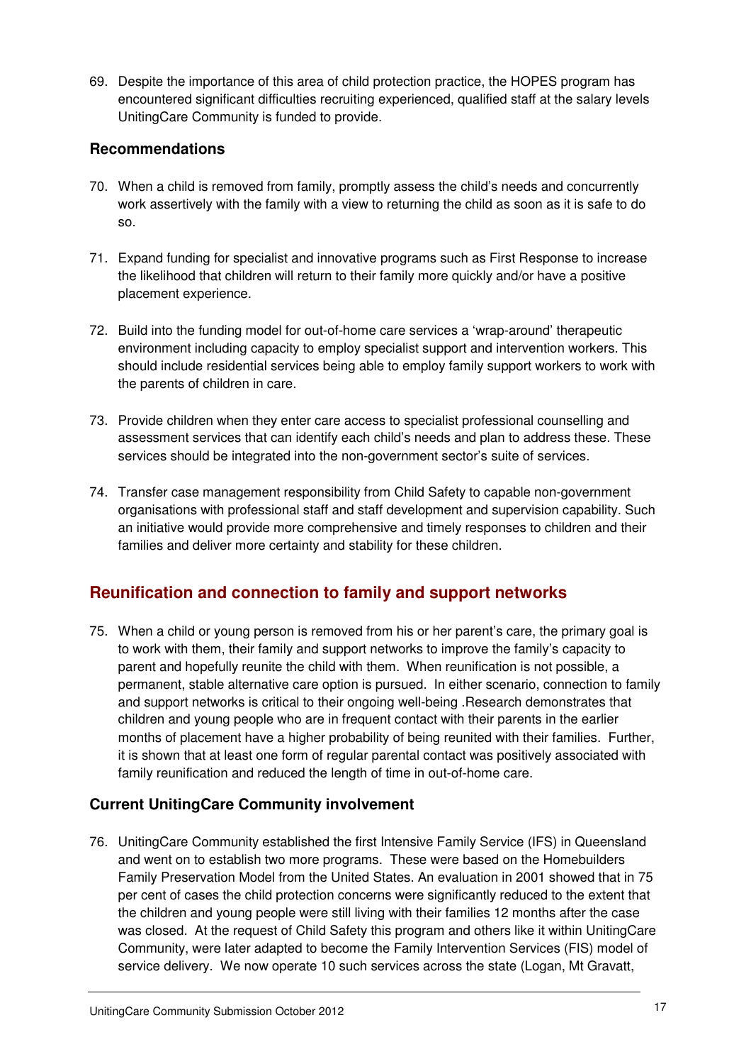69. Despite the importance of this area of child protection practice, the HOPES program has encountered significant difficulties recruiting experienced, qualified staff at the salary levels UnitingCare Community is funded to provide.

### Recommendations

70. When a child is removed from family, promptly assess the child's needs and concurrently work assertively with the family with a view to returning the child as soon as it is safe to do so.

71. Expand funding for specialist and innovative programs such as First Response to increase the likelihood that children will return to their family more quickly and/or have a positive placement experience.

72. Build into the funding model for out-of-home care services a 'wrap-around' therapeutic environment including capacity to employ specialist support and intervention workers. This should include residential services being able to employ family support workers to work with the parents of children in care.

73. Provide children when they enter care access to specialist professional counselling and assessment services that can identify each child's needs and plan to address these. These services should be integrated into the non-government sector's suite of services.

74. Transfer case management responsibility from Child Safety to capable non-government organisations with professional staff and staff development and supervision capability. Such an initiative would provide more comprehensive and timely responses to children and their families and deliver more certainty and stability for these children.

## Reunification and connection to family and support networks

75. When a child or young person is removed from his or her parent's care, the primary goal is to work with them, their family and support networks to improve the family's capacity to parent and hopefully reunite the child with them. When reunification is not possible, a permanent, stable alternative care option is pursued. In either scenario, connection to family and support networks is critical to their ongoing well-being .Research demonstrates that children and young people who are in frequent contact with their parents in the earlier months of placement have a higher probability of being reunited with their families. Further, it is shown that at least one form of regular parental contact was positively associated with family reunification and reduced the length of time in out-of-home care.

### Current UnitingCare Community involvement

76. UnitingCare Community established the first Intensive Family Service (IFS) in Queensland and went on to establish two more programs. These were based on the Homebuilders Family Preservation Model from the United States. An evaluation in 2001 showed that in 75 per cent of cases the child protection concerns were significantly reduced to the extent that the children and young people were still living with their families 12 months after the case was closed. At the request of Child Safety this program and others like it within UnitingCare Community, were later adapted to become the Family Intervention Services (FIS) model of service delivery. We now operate 10 such services across the state (Logan, Mt Gravatt,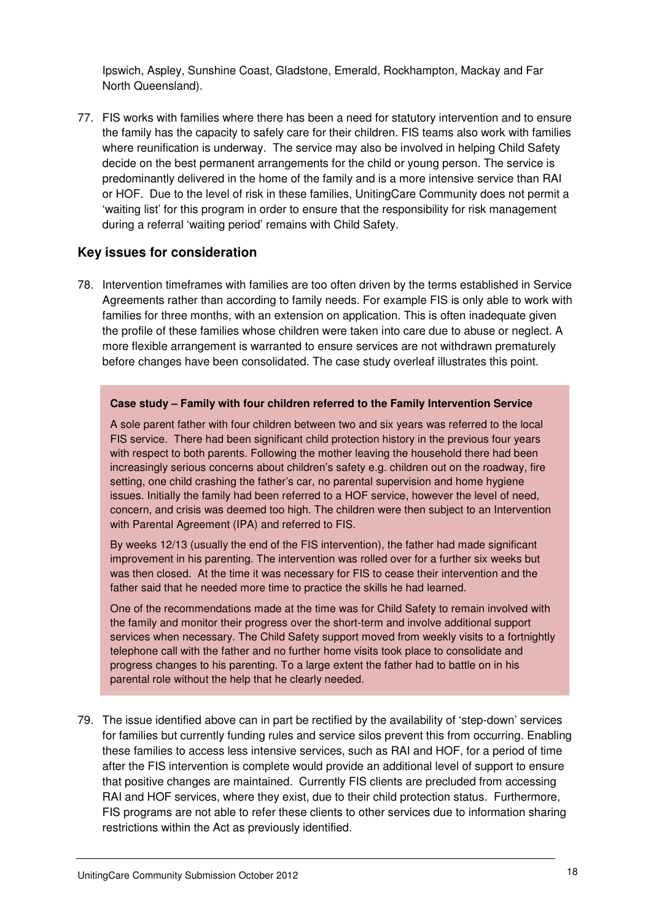Ipswich, Aspley, Sunshine Coast, Gladstone, Emerald, Rockhampton, Mackay and Far North Queensland).

77. FIS works with families where there has been a need for statutory intervention and to ensure the family has the capacity to safely care for their children. FIS teams also work with families where reunification is underway. The service may also be involved in helping Child Safety decide on the best permanent arrangements for the child or young person. The service is predominantly delivered in the home of the family and is a more intensive service than RAI or HOF. Due to the level of risk in these families, UnitingCare Community does not permit a 'waiting list' for this program in order to ensure that the responsibility for risk management during a referral 'waiting period' remains with Child Safety.

## Key issues for consideration

78. Intervention timeframes with families are too often driven by the terms established in Service Agreements rather than according to family needs. For example FIS is only able to work with families for three months, with an extension on application. This is often inadequate given the profile of these families whose children were taken into care due to abuse or neglect. A more flexible arrangement is warranted to ensure services are not withdrawn prematurely before changes have been consolidated. The case study overleaf illustrates this point.

> **Case study – Family with four children referred to the Family Intervention Service**
>
> A sole parent father with four children between two and six years was referred to the local FIS service. There had been significant child protection history in the previous four years with respect to both parents. Following the mother leaving the household there had been increasingly serious concerns about children's safety e.g. children out on the roadway, fire setting, one child crashing the father's car, no parental supervision and home hygiene issues. Initially the family had been referred to a HOF service, however the level of need, concern, and crisis was deemed too high. The children were then subject to an Intervention with Parental Agreement (IPA) and referred to FIS.
>
> By weeks 12/13 (usually the end of the FIS intervention), the father had made significant improvement in his parenting. The intervention was rolled over for a further six weeks but was then closed. At the time it was necessary for FIS to cease their intervention and the father said that he needed more time to practice the skills he had learned.
>
> One of the recommendations made at the time was for Child Safety to remain involved with the family and monitor their progress over the short-term and involve additional support services when necessary. The Child Safety support moved from weekly visits to a fortnightly telephone call with the father and no further home visits took place to consolidate and progress changes to his parenting. To a large extent the father had to battle on in his parental role without the help that he clearly needed.

79. The issue identified above can in part be rectified by the availability of 'step-down' services for families but currently funding rules and service silos prevent this from occurring. Enabling these families to access less intensive services, such as RAI and HOF, for a period of time after the FIS intervention is complete would provide an additional level of support to ensure that positive changes are maintained. Currently FIS clients are precluded from accessing RAI and HOF services, where they exist, due to their child protection status. Furthermore, FIS programs are not able to refer these clients to other services due to information sharing restrictions within the Act as previously identified.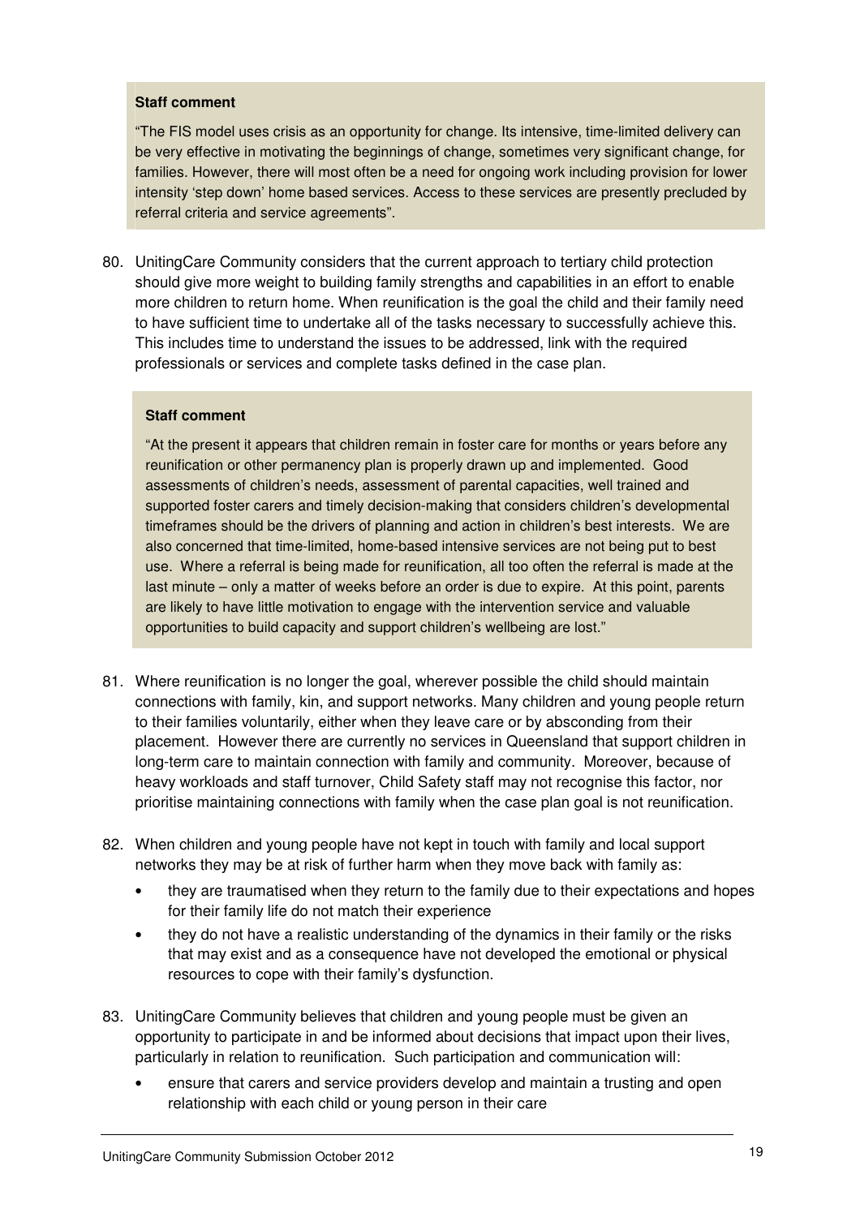> **Staff comment**
>
> "The FIS model uses crisis as an opportunity for change. Its intensive, time-limited delivery can be very effective in motivating the beginnings of change, sometimes very significant change, for families. However, there will most often be a need for ongoing work including provision for lower intensity 'step down' home based services. Access to these services are presently precluded by referral criteria and service agreements".

80. UnitingCare Community considers that the current approach to tertiary child protection should give more weight to building family strengths and capabilities in an effort to enable more children to return home. When reunification is the goal the child and their family need to have sufficient time to undertake all of the tasks necessary to successfully achieve this. This includes time to understand the issues to be addressed, link with the required professionals or services and complete tasks defined in the case plan.

> **Staff comment**
>
> "At the present it appears that children remain in foster care for months or years before any reunification or other permanency plan is properly drawn up and implemented. Good assessments of children's needs, assessment of parental capacities, well trained and supported foster carers and timely decision-making that considers children's developmental timeframes should be the drivers of planning and action in children's best interests. We are also concerned that time-limited, home-based intensive services are not being put to best use. Where a referral is being made for reunification, all too often the referral is made at the last minute – only a matter of weeks before an order is due to expire. At this point, parents are likely to have little motivation to engage with the intervention service and valuable opportunities to build capacity and support children's wellbeing are lost."

81. Where reunification is no longer the goal, wherever possible the child should maintain connections with family, kin, and support networks. Many children and young people return to their families voluntarily, either when they leave care or by absconding from their placement. However there are currently no services in Queensland that support children in long-term care to maintain connection with family and community. Moreover, because of heavy workloads and staff turnover, Child Safety staff may not recognise this factor, nor prioritise maintaining connections with family when the case plan goal is not reunification.

82. When children and young people have not kept in touch with family and local support networks they may be at risk of further harm when they move back with family as:
    - they are traumatised when they return to the family due to their expectations and hopes for their family life do not match their experience
    - they do not have a realistic understanding of the dynamics in their family or the risks that may exist and as a consequence have not developed the emotional or physical resources to cope with their family's dysfunction.

83. UnitingCare Community believes that children and young people must be given an opportunity to participate in and be informed about decisions that impact upon their lives, particularly in relation to reunification. Such participation and communication will:
    - ensure that carers and service providers develop and maintain a trusting and open relationship with each child or young person in their care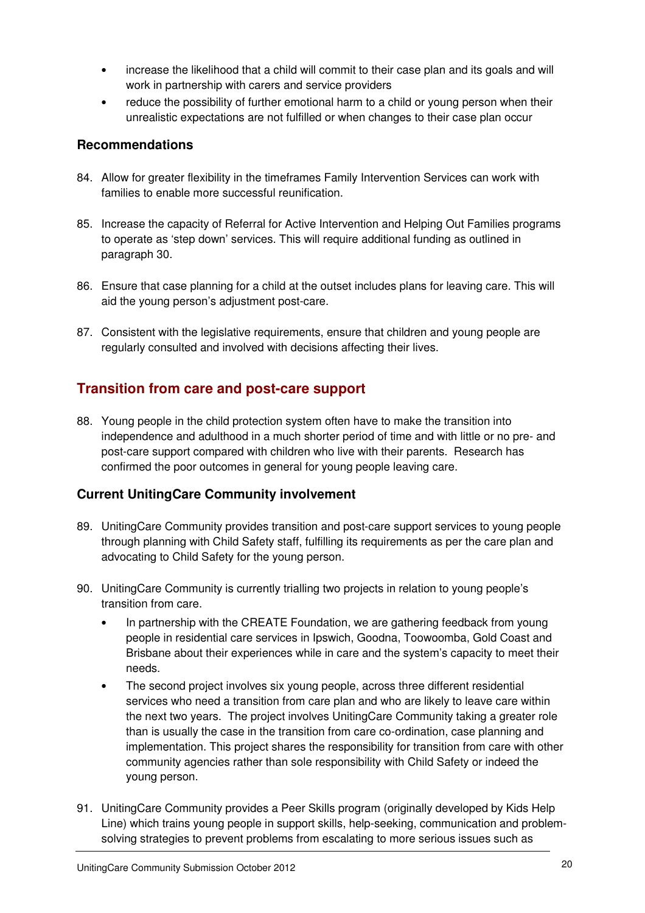- increase the likelihood that a child will commit to their case plan and its goals and will work in partnership with carers and service providers
- reduce the possibility of further emotional harm to a child or young person when their unrealistic expectations are not fulfilled or when changes to their case plan occur

### Recommendations

84. Allow for greater flexibility in the timeframes Family Intervention Services can work with families to enable more successful reunification.

85. Increase the capacity of Referral for Active Intervention and Helping Out Families programs to operate as 'step down' services. This will require additional funding as outlined in paragraph 30.

86. Ensure that case planning for a child at the outset includes plans for leaving care. This will aid the young person's adjustment post-care.

87. Consistent with the legislative requirements, ensure that children and young people are regularly consulted and involved with decisions affecting their lives.

## Transition from care and post-care support

88. Young people in the child protection system often have to make the transition into independence and adulthood in a much shorter period of time and with little or no pre- and post-care support compared with children who live with their parents. Research has confirmed the poor outcomes in general for young people leaving care.

### Current UnitingCare Community involvement

89. UnitingCare Community provides transition and post-care support services to young people through planning with Child Safety staff, fulfilling its requirements as per the care plan and advocating to Child Safety for the young person.

90. UnitingCare Community is currently trialling two projects in relation to young people's transition from care.
    - In partnership with the CREATE Foundation, we are gathering feedback from young people in residential care services in Ipswich, Goodna, Toowoomba, Gold Coast and Brisbane about their experiences while in care and the system's capacity to meet their needs.
    - The second project involves six young people, across three different residential services who need a transition from care plan and who are likely to leave care within the next two years. The project involves UnitingCare Community taking a greater role than is usually the case in the transition from care co-ordination, case planning and implementation. This project shares the responsibility for transition from care with other community agencies rather than sole responsibility with Child Safety or indeed the young person.

91. UnitingCare Community provides a Peer Skills program (originally developed by Kids Help Line) which trains young people in support skills, help-seeking, communication and problem-solving strategies to prevent problems from escalating to more serious issues such as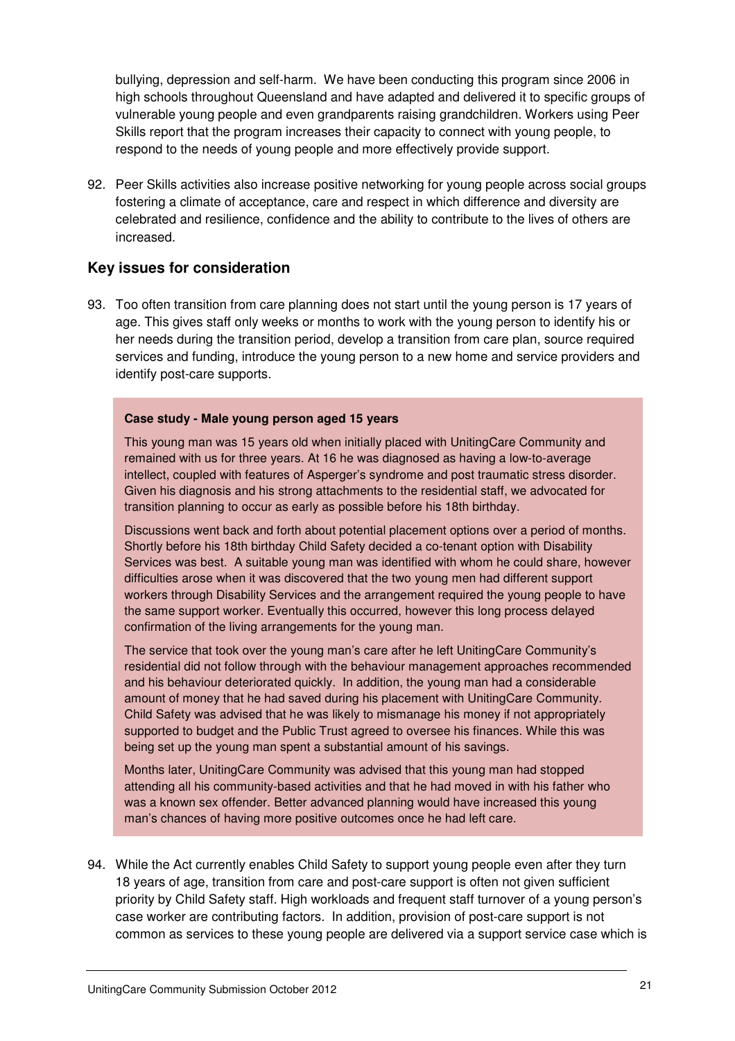bullying, depression and self-harm. We have been conducting this program since 2006 in high schools throughout Queensland and have adapted and delivered it to specific groups of vulnerable young people and even grandparents raising grandchildren. Workers using Peer Skills report that the program increases their capacity to connect with young people, to respond to the needs of young people and more effectively provide support.

92. Peer Skills activities also increase positive networking for young people across social groups fostering a climate of acceptance, care and respect in which difference and diversity are celebrated and resilience, confidence and the ability to contribute to the lives of others are increased.

## Key issues for consideration

93. Too often transition from care planning does not start until the young person is 17 years of age. This gives staff only weeks or months to work with the young person to identify his or her needs during the transition period, develop a transition from care plan, source required services and funding, introduce the young person to a new home and service providers and identify post-care supports.

> **Case study - Male young person aged 15 years**
>
> This young man was 15 years old when initially placed with UnitingCare Community and remained with us for three years. At 16 he was diagnosed as having a low-to-average intellect, coupled with features of Asperger's syndrome and post traumatic stress disorder. Given his diagnosis and his strong attachments to the residential staff, we advocated for transition planning to occur as early as possible before his 18th birthday.
>
> Discussions went back and forth about potential placement options over a period of months. Shortly before his 18th birthday Child Safety decided a co-tenant option with Disability Services was best. A suitable young man was identified with whom he could share, however difficulties arose when it was discovered that the two young men had different support workers through Disability Services and the arrangement required the young people to have the same support worker. Eventually this occurred, however this long process delayed confirmation of the living arrangements for the young man.
>
> The service that took over the young man's care after he left UnitingCare Community's residential did not follow through with the behaviour management approaches recommended and his behaviour deteriorated quickly. In addition, the young man had a considerable amount of money that he had saved during his placement with UnitingCare Community. Child Safety was advised that he was likely to mismanage his money if not appropriately supported to budget and the Public Trust agreed to oversee his finances. While this was being set up the young man spent a substantial amount of his savings.
>
> Months later, UnitingCare Community was advised that this young man had stopped attending all his community-based activities and that he had moved in with his father who was a known sex offender. Better advanced planning would have increased this young man's chances of having more positive outcomes once he had left care.

94. While the Act currently enables Child Safety to support young people even after they turn 18 years of age, transition from care and post-care support is often not given sufficient priority by Child Safety staff. High workloads and frequent staff turnover of a young person's case worker are contributing factors. In addition, provision of post-care support is not common as services to these young people are delivered via a support service case which is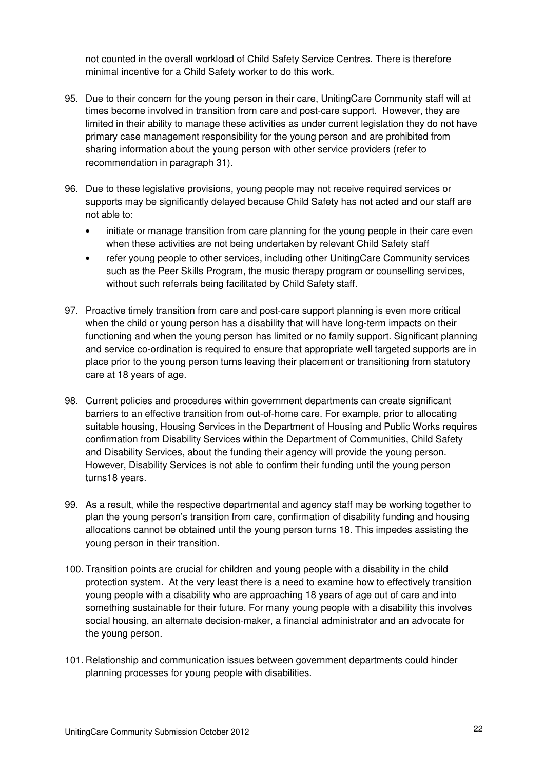not counted in the overall workload of Child Safety Service Centres. There is therefore minimal incentive for a Child Safety worker to do this work.

95. Due to their concern for the young person in their care, UnitingCare Community staff will at times become involved in transition from care and post-care support. However, they are limited in their ability to manage these activities as under current legislation they do not have primary case management responsibility for the young person and are prohibited from sharing information about the young person with other service providers (refer to recommendation in paragraph 31).

96. Due to these legislative provisions, young people may not receive required services or supports may be significantly delayed because Child Safety has not acted and our staff are not able to:
    - initiate or manage transition from care planning for the young people in their care even when these activities are not being undertaken by relevant Child Safety staff
    - refer young people to other services, including other UnitingCare Community services such as the Peer Skills Program, the music therapy program or counselling services, without such referrals being facilitated by Child Safety staff.

97. Proactive timely transition from care and post-care support planning is even more critical when the child or young person has a disability that will have long-term impacts on their functioning and when the young person has limited or no family support. Significant planning and service co-ordination is required to ensure that appropriate well targeted supports are in place prior to the young person turns leaving their placement or transitioning from statutory care at 18 years of age.

98. Current policies and procedures within government departments can create significant barriers to an effective transition from out-of-home care. For example, prior to allocating suitable housing, Housing Services in the Department of Housing and Public Works requires confirmation from Disability Services within the Department of Communities, Child Safety and Disability Services, about the funding their agency will provide the young person. However, Disability Services is not able to confirm their funding until the young person turns18 years.

99. As a result, while the respective departmental and agency staff may be working together to plan the young person's transition from care, confirmation of disability funding and housing allocations cannot be obtained until the young person turns 18. This impedes assisting the young person in their transition.

100. Transition points are crucial for children and young people with a disability in the child protection system. At the very least there is a need to examine how to effectively transition young people with a disability who are approaching 18 years of age out of care and into something sustainable for their future. For many young people with a disability this involves social housing, an alternate decision-maker, a financial administrator and an advocate for the young person.

101. Relationship and communication issues between government departments could hinder planning processes for young people with disabilities.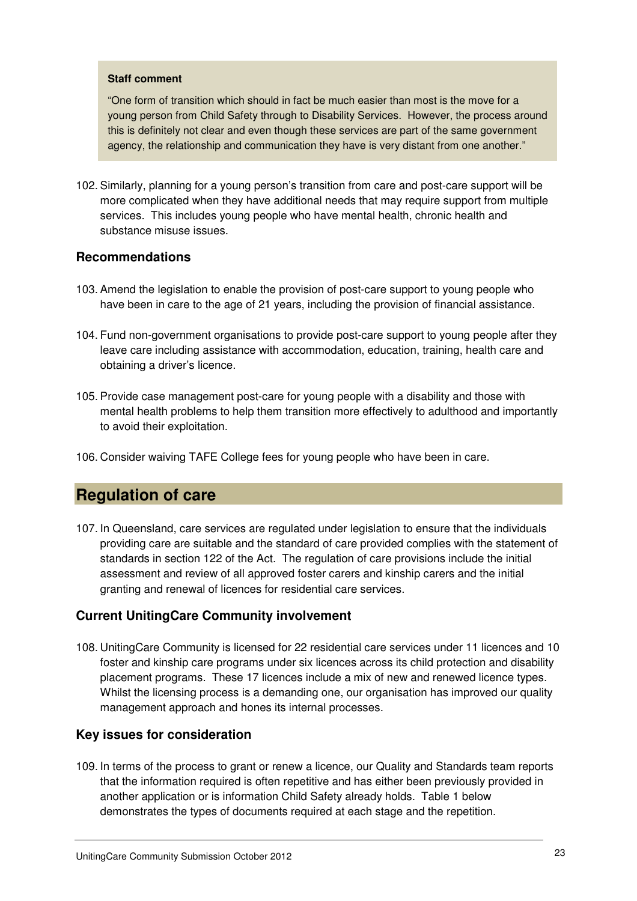> **Staff comment**
>
> "One form of transition which should in fact be much easier than most is the move for a young person from Child Safety through to Disability Services. However, the process around this is definitely not clear and even though these services are part of the same government agency, the relationship and communication they have is very distant from one another."

102. Similarly, planning for a young person's transition from care and post-care support will be more complicated when they have additional needs that may require support from multiple services. This includes young people who have mental health, chronic health and substance misuse issues.

### Recommendations

103. Amend the legislation to enable the provision of post-care support to young people who have been in care to the age of 21 years, including the provision of financial assistance.

104. Fund non-government organisations to provide post-care support to young people after they leave care including assistance with accommodation, education, training, health care and obtaining a driver's licence.

105. Provide case management post-care for young people with a disability and those with mental health problems to help them transition more effectively to adulthood and importantly to avoid their exploitation.

106. Consider waiving TAFE College fees for young people who have been in care.

## Regulation of care

107. In Queensland, care services are regulated under legislation to ensure that the individuals providing care are suitable and the standard of care provided complies with the statement of standards in section 122 of the Act. The regulation of care provisions include the initial assessment and review of all approved foster carers and kinship carers and the initial granting and renewal of licences for residential care services.

### Current UnitingCare Community involvement

108. UnitingCare Community is licensed for 22 residential care services under 11 licences and 10 foster and kinship care programs under six licences across its child protection and disability placement programs. These 17 licences include a mix of new and renewed licence types. Whilst the licensing process is a demanding one, our organisation has improved our quality management approach and hones its internal processes.

### Key issues for consideration

109. In terms of the process to grant or renew a licence, our Quality and Standards team reports that the information required is often repetitive and has either been previously provided in another application or is information Child Safety already holds. Table 1 below demonstrates the types of documents required at each stage and the repetition.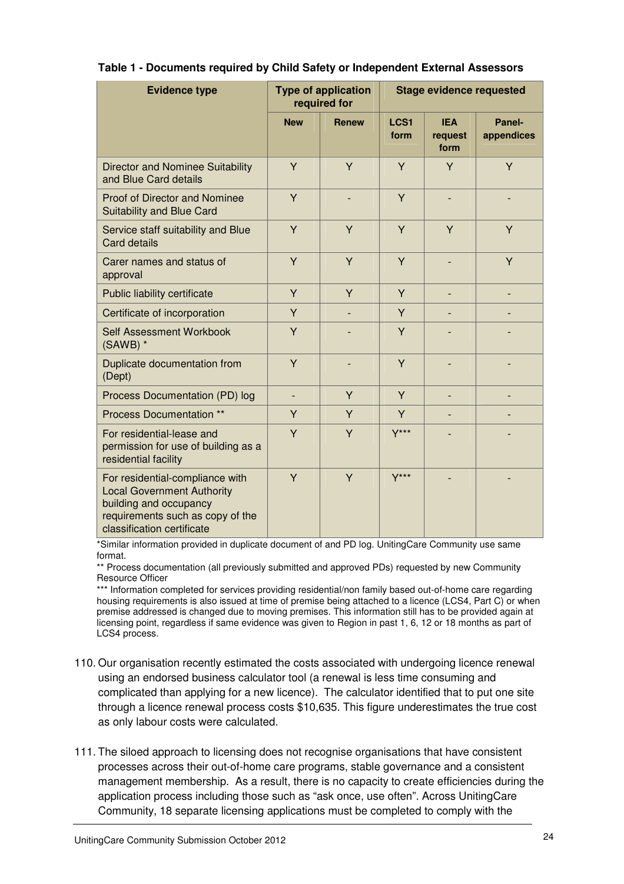**Table 1 - Documents required by Child Safety or Independent External Assessors**

| Evidence type | Type of application required for | | Stage evidence requested | | |
|---|---|---|---|---|---|
| | New | Renew | LCS1 form | IEA request form | Panel-appendices |
| Director and Nominee Suitability and Blue Card details | Y | Y | Y | Y | Y |
| Proof of Director and Nominee Suitability and Blue Card | Y | - | Y | - | - |
| Service staff suitability and Blue Card details | Y | Y | Y | Y | Y |
| Carer names and status of approval | Y | Y | Y | - | Y |
| Public liability certificate | Y | Y | Y | - | - |
| Certificate of incorporation | Y | - | Y | - | - |
| Self Assessment Workbook (SAWB) * | Y | - | Y | - | - |
| Duplicate documentation from (Dept) | Y | - | Y | - | - |
| Process Documentation (PD) log | - | Y | Y | - | - |
| Process Documentation ** | Y | Y | Y | - | - |
| For residential-lease and permission for use of building as a residential facility | Y | Y | Y*** | - | - |
| For residential-compliance with Local Government Authority building and occupancy requirements such as copy of the classification certificate | Y | Y | Y*** | - | - |

*Similar information provided in duplicate document of and PD log. UnitingCare Community use same format.

** Process documentation (all previously submitted and approved PDs) requested by new Community Resource Officer

*** Information completed for services providing residential/non family based out-of-home care regarding housing requirements is also issued at time of premise being attached to a licence (LCS4, Part C) or when premise addressed is changed due to moving premises. This information still has to be provided again at licensing point, regardless if same evidence was given to Region in past 1, 6, 12 or 18 months as part of LCS4 process.

110. Our organisation recently estimated the costs associated with undergoing licence renewal using an endorsed business calculator tool (a renewal is less time consuming and complicated than applying for a new licence). The calculator identified that to put one site through a licence renewal process costs $10,635. This figure underestimates the true cost as only labour costs were calculated.

111. The siloed approach to licensing does not recognise organisations that have consistent processes across their out-of-home care programs, stable governance and a consistent management membership. As a result, there is no capacity to create efficiencies during the application process including those such as "ask once, use often". Across UnitingCare Community, 18 separate licensing applications must be completed to comply with the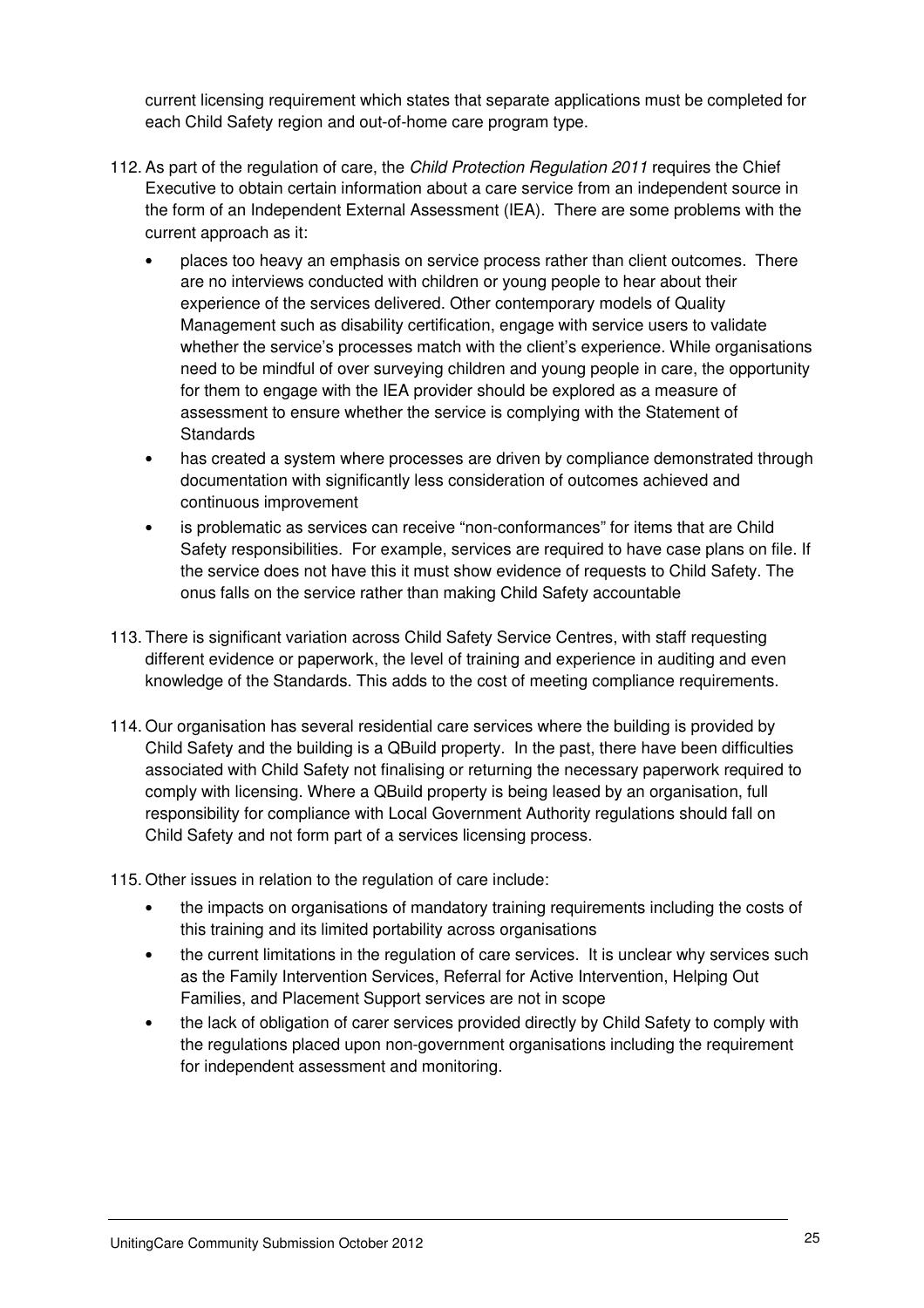current licensing requirement which states that separate applications must be completed for each Child Safety region and out-of-home care program type.

112. As part of the regulation of care, the *Child Protection Regulation 2011* requires the Chief Executive to obtain certain information about a care service from an independent source in the form of an Independent External Assessment (IEA). There are some problems with the current approach as it:

    - places too heavy an emphasis on service process rather than client outcomes. There are no interviews conducted with children or young people to hear about their experience of the services delivered. Other contemporary models of Quality Management such as disability certification, engage with service users to validate whether the service's processes match with the client's experience. While organisations need to be mindful of over surveying children and young people in care, the opportunity for them to engage with the IEA provider should be explored as a measure of assessment to ensure whether the service is complying with the Statement of Standards
    - has created a system where processes are driven by compliance demonstrated through documentation with significantly less consideration of outcomes achieved and continuous improvement
    - is problematic as services can receive "non-conformances" for items that are Child Safety responsibilities. For example, services are required to have case plans on file. If the service does not have this it must show evidence of requests to Child Safety. The onus falls on the service rather than making Child Safety accountable

113. There is significant variation across Child Safety Service Centres, with staff requesting different evidence or paperwork, the level of training and experience in auditing and even knowledge of the Standards. This adds to the cost of meeting compliance requirements.

114. Our organisation has several residential care services where the building is provided by Child Safety and the building is a QBuild property. In the past, there have been difficulties associated with Child Safety not finalising or returning the necessary paperwork required to comply with licensing. Where a QBuild property is being leased by an organisation, full responsibility for compliance with Local Government Authority regulations should fall on Child Safety and not form part of a services licensing process.

115. Other issues in relation to the regulation of care include:

    - the impacts on organisations of mandatory training requirements including the costs of this training and its limited portability across organisations
    - the current limitations in the regulation of care services. It is unclear why services such as the Family Intervention Services, Referral for Active Intervention, Helping Out Families, and Placement Support services are not in scope
    - the lack of obligation of carer services provided directly by Child Safety to comply with the regulations placed upon non-government organisations including the requirement for independent assessment and monitoring.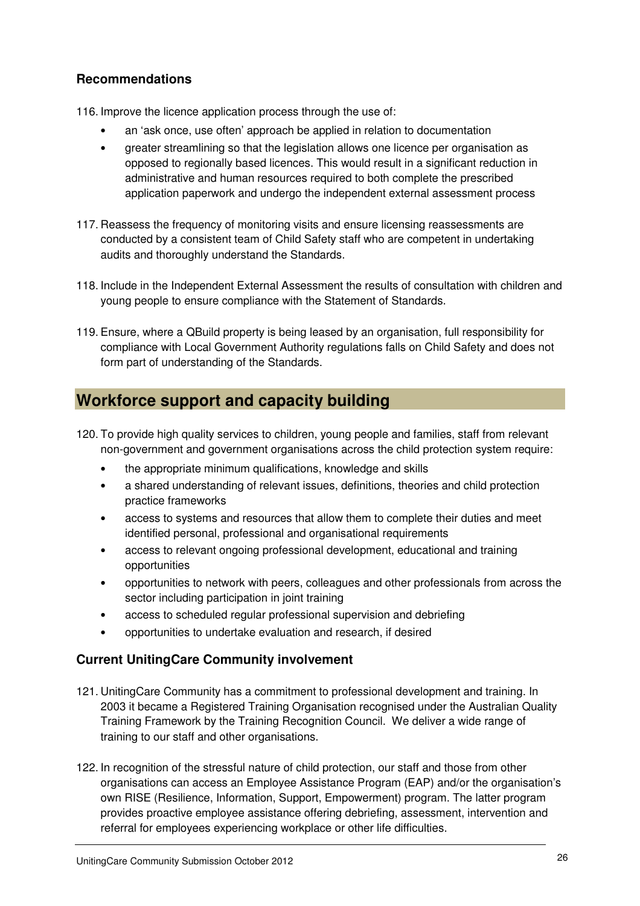### Recommendations

116. Improve the licence application process through the use of:
    - an 'ask once, use often' approach be applied in relation to documentation
    - greater streamlining so that the legislation allows one licence per organisation as opposed to regionally based licences. This would result in a significant reduction in administrative and human resources required to both complete the prescribed application paperwork and undergo the independent external assessment process

117. Reassess the frequency of monitoring visits and ensure licensing reassessments are conducted by a consistent team of Child Safety staff who are competent in undertaking audits and thoroughly understand the Standards.

118. Include in the Independent External Assessment the results of consultation with children and young people to ensure compliance with the Statement of Standards.

119. Ensure, where a QBuild property is being leased by an organisation, full responsibility for compliance with Local Government Authority regulations falls on Child Safety and does not form part of understanding of the Standards.

## Workforce support and capacity building

120. To provide high quality services to children, young people and families, staff from relevant non-government and government organisations across the child protection system require:
    - the appropriate minimum qualifications, knowledge and skills
    - a shared understanding of relevant issues, definitions, theories and child protection practice frameworks
    - access to systems and resources that allow them to complete their duties and meet identified personal, professional and organisational requirements
    - access to relevant ongoing professional development, educational and training opportunities
    - opportunities to network with peers, colleagues and other professionals from across the sector including participation in joint training
    - access to scheduled regular professional supervision and debriefing
    - opportunities to undertake evaluation and research, if desired

### Current UnitingCare Community involvement

121. UnitingCare Community has a commitment to professional development and training. In 2003 it became a Registered Training Organisation recognised under the Australian Quality Training Framework by the Training Recognition Council. We deliver a wide range of training to our staff and other organisations.

122. In recognition of the stressful nature of child protection, our staff and those from other organisations can access an Employee Assistance Program (EAP) and/or the organisation's own RISE (Resilience, Information, Support, Empowerment) program. The latter program provides proactive employee assistance offering debriefing, assessment, intervention and referral for employees experiencing workplace or other life difficulties.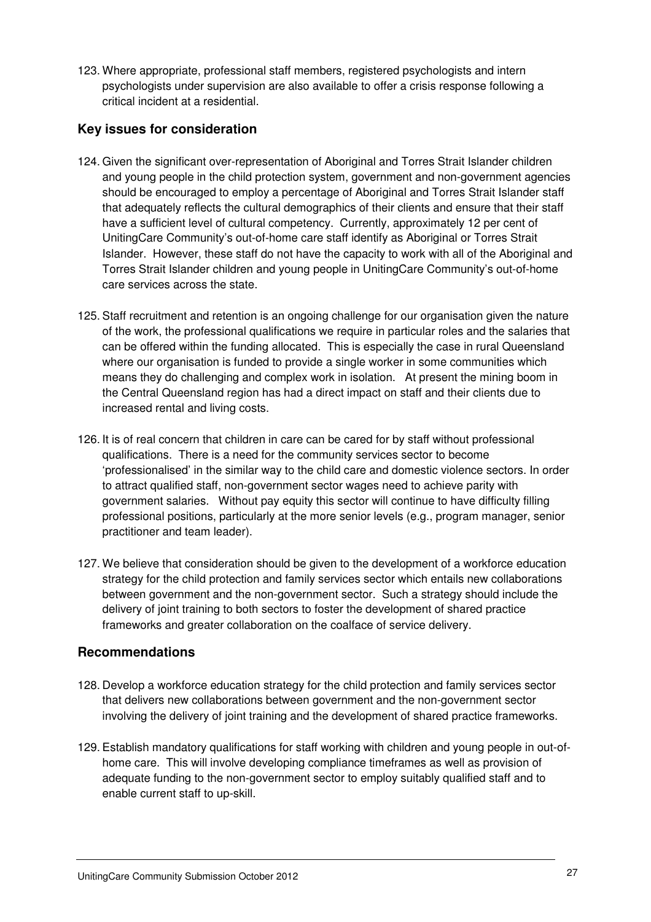123. Where appropriate, professional staff members, registered psychologists and intern psychologists under supervision are also available to offer a crisis response following a critical incident at a residential.

### Key issues for consideration

124. Given the significant over-representation of Aboriginal and Torres Strait Islander children and young people in the child protection system, government and non-government agencies should be encouraged to employ a percentage of Aboriginal and Torres Strait Islander staff that adequately reflects the cultural demographics of their clients and ensure that their staff have a sufficient level of cultural competency. Currently, approximately 12 per cent of UnitingCare Community's out-of-home care staff identify as Aboriginal or Torres Strait Islander. However, these staff do not have the capacity to work with all of the Aboriginal and Torres Strait Islander children and young people in UnitingCare Community's out-of-home care services across the state.

125. Staff recruitment and retention is an ongoing challenge for our organisation given the nature of the work, the professional qualifications we require in particular roles and the salaries that can be offered within the funding allocated. This is especially the case in rural Queensland where our organisation is funded to provide a single worker in some communities which means they do challenging and complex work in isolation. At present the mining boom in the Central Queensland region has had a direct impact on staff and their clients due to increased rental and living costs.

126. It is of real concern that children in care can be cared for by staff without professional qualifications. There is a need for the community services sector to become 'professionalised' in the similar way to the child care and domestic violence sectors. In order to attract qualified staff, non-government sector wages need to achieve parity with government salaries. Without pay equity this sector will continue to have difficulty filling professional positions, particularly at the more senior levels (e.g., program manager, senior practitioner and team leader).

127. We believe that consideration should be given to the development of a workforce education strategy for the child protection and family services sector which entails new collaborations between government and the non-government sector. Such a strategy should include the delivery of joint training to both sectors to foster the development of shared practice frameworks and greater collaboration on the coalface of service delivery.

### Recommendations

128. Develop a workforce education strategy for the child protection and family services sector that delivers new collaborations between government and the non-government sector involving the delivery of joint training and the development of shared practice frameworks.

129. Establish mandatory qualifications for staff working with children and young people in out-of-home care. This will involve developing compliance timeframes as well as provision of adequate funding to the non-government sector to employ suitably qualified staff and to enable current staff to up-skill.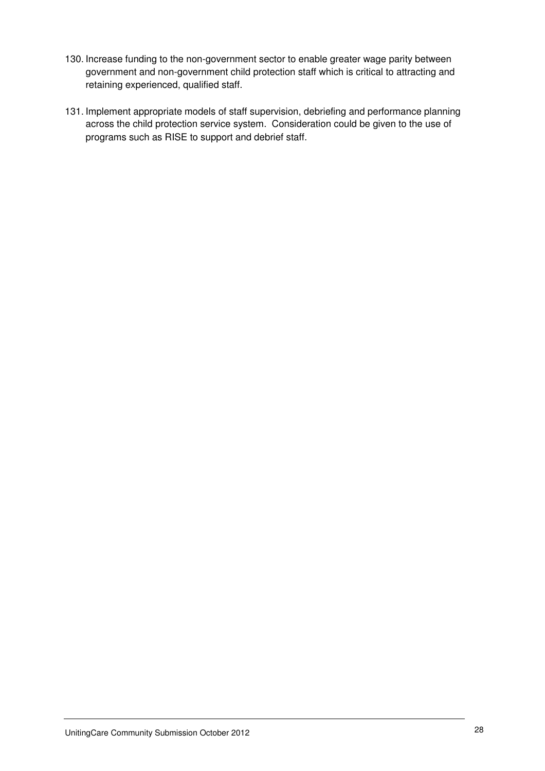130. Increase funding to the non-government sector to enable greater wage parity between government and non-government child protection staff which is critical to attracting and retaining experienced, qualified staff.

131. Implement appropriate models of staff supervision, debriefing and performance planning across the child protection service system. Consideration could be given to the use of programs such as RISE to support and debrief staff.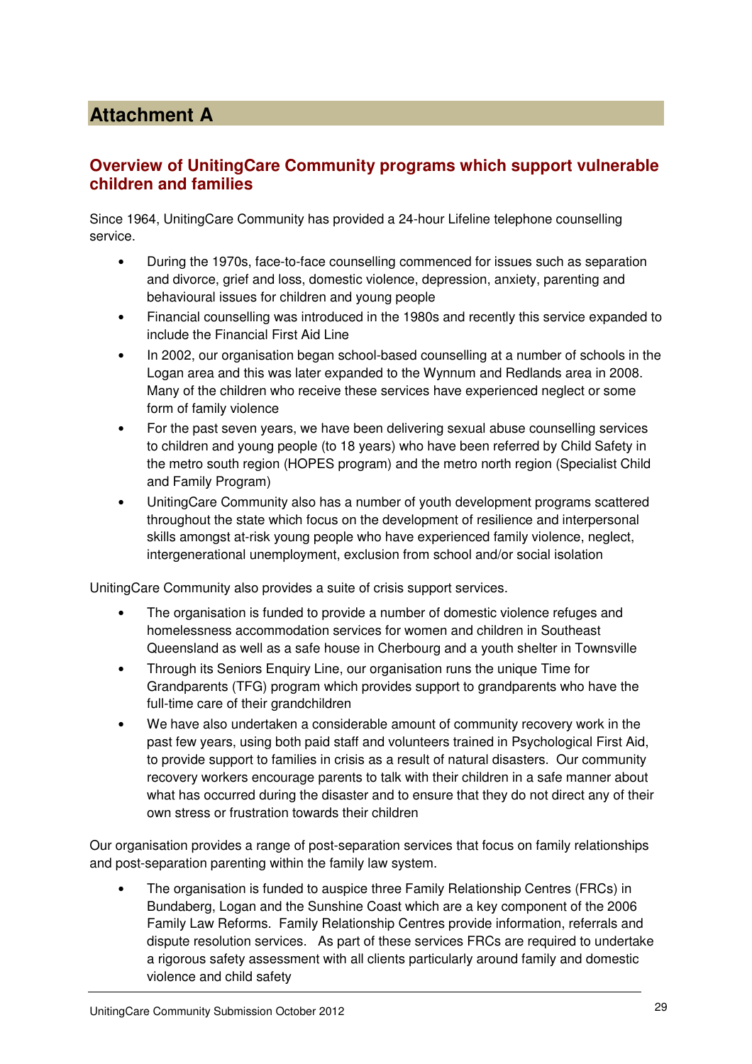# Attachment A

## Overview of UnitingCare Community programs which support vulnerable children and families

Since 1964, UnitingCare Community has provided a 24-hour Lifeline telephone counselling service.

- During the 1970s, face-to-face counselling commenced for issues such as separation and divorce, grief and loss, domestic violence, depression, anxiety, parenting and behavioural issues for children and young people
- Financial counselling was introduced in the 1980s and recently this service expanded to include the Financial First Aid Line
- In 2002, our organisation began school-based counselling at a number of schools in the Logan area and this was later expanded to the Wynnum and Redlands area in 2008. Many of the children who receive these services have experienced neglect or some form of family violence
- For the past seven years, we have been delivering sexual abuse counselling services to children and young people (to 18 years) who have been referred by Child Safety in the metro south region (HOPES program) and the metro north region (Specialist Child and Family Program)
- UnitingCare Community also has a number of youth development programs scattered throughout the state which focus on the development of resilience and interpersonal skills amongst at-risk young people who have experienced family violence, neglect, intergenerational unemployment, exclusion from school and/or social isolation

UnitingCare Community also provides a suite of crisis support services.

- The organisation is funded to provide a number of domestic violence refuges and homelessness accommodation services for women and children in Southeast Queensland as well as a safe house in Cherbourg and a youth shelter in Townsville
- Through its Seniors Enquiry Line, our organisation runs the unique Time for Grandparents (TFG) program which provides support to grandparents who have the full-time care of their grandchildren
- We have also undertaken a considerable amount of community recovery work in the past few years, using both paid staff and volunteers trained in Psychological First Aid, to provide support to families in crisis as a result of natural disasters. Our community recovery workers encourage parents to talk with their children in a safe manner about what has occurred during the disaster and to ensure that they do not direct any of their own stress or frustration towards their children

Our organisation provides a range of post-separation services that focus on family relationships and post-separation parenting within the family law system.

- The organisation is funded to auspice three Family Relationship Centres (FRCs) in Bundaberg, Logan and the Sunshine Coast which are a key component of the 2006 Family Law Reforms. Family Relationship Centres provide information, referrals and dispute resolution services. As part of these services FRCs are required to undertake a rigorous safety assessment with all clients particularly around family and domestic violence and child safety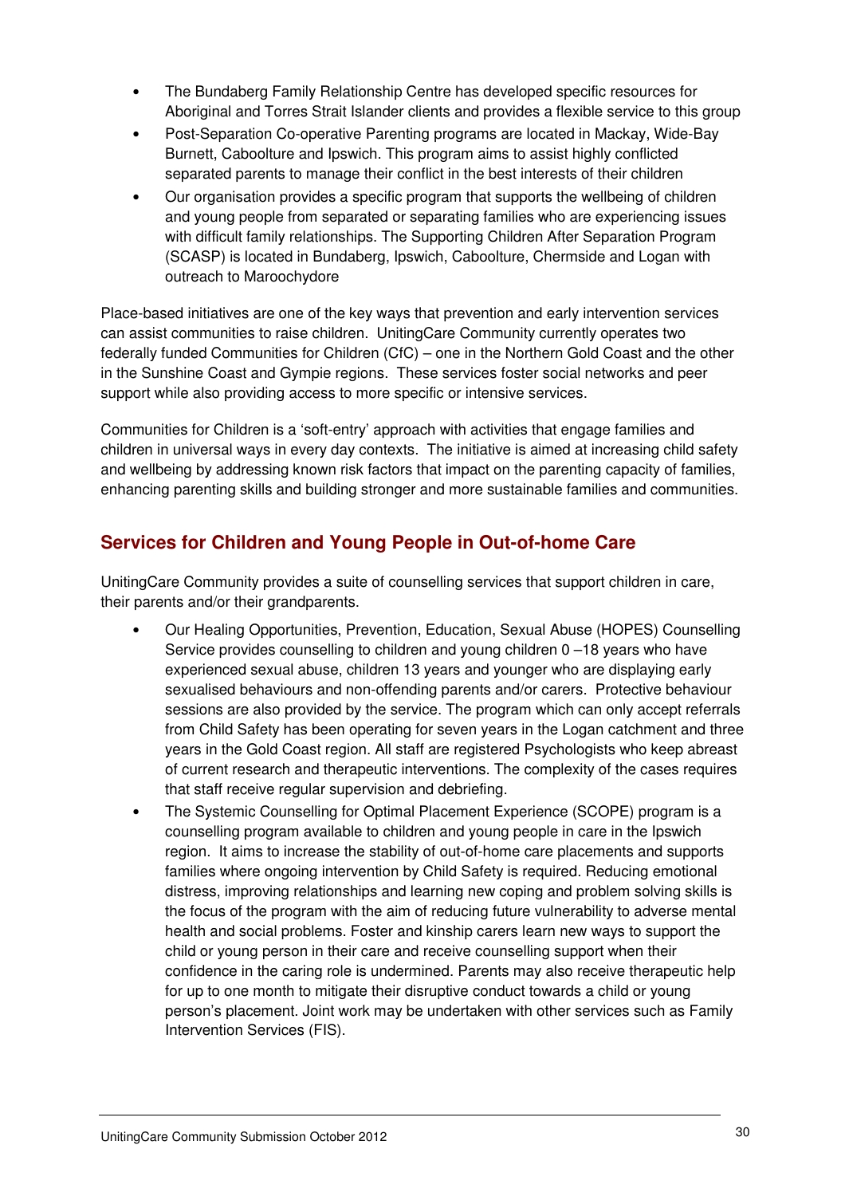- The Bundaberg Family Relationship Centre has developed specific resources for Aboriginal and Torres Strait Islander clients and provides a flexible service to this group
- Post-Separation Co-operative Parenting programs are located in Mackay, Wide-Bay Burnett, Caboolture and Ipswich. This program aims to assist highly conflicted separated parents to manage their conflict in the best interests of their children
- Our organisation provides a specific program that supports the wellbeing of children and young people from separated or separating families who are experiencing issues with difficult family relationships. The Supporting Children After Separation Program (SCASP) is located in Bundaberg, Ipswich, Caboolture, Chermside and Logan with outreach to Maroochydore

Place-based initiatives are one of the key ways that prevention and early intervention services can assist communities to raise children. UnitingCare Community currently operates two federally funded Communities for Children (CfC) – one in the Northern Gold Coast and the other in the Sunshine Coast and Gympie regions. These services foster social networks and peer support while also providing access to more specific or intensive services.

Communities for Children is a 'soft-entry' approach with activities that engage families and children in universal ways in every day contexts. The initiative is aimed at increasing child safety and wellbeing by addressing known risk factors that impact on the parenting capacity of families, enhancing parenting skills and building stronger and more sustainable families and communities.

## Services for Children and Young People in Out-of-home Care

UnitingCare Community provides a suite of counselling services that support children in care, their parents and/or their grandparents.

- Our Healing Opportunities, Prevention, Education, Sexual Abuse (HOPES) Counselling Service provides counselling to children and young children 0 –18 years who have experienced sexual abuse, children 13 years and younger who are displaying early sexualised behaviours and non-offending parents and/or carers. Protective behaviour sessions are also provided by the service. The program which can only accept referrals from Child Safety has been operating for seven years in the Logan catchment and three years in the Gold Coast region. All staff are registered Psychologists who keep abreast of current research and therapeutic interventions. The complexity of the cases requires that staff receive regular supervision and debriefing.
- The Systemic Counselling for Optimal Placement Experience (SCOPE) program is a counselling program available to children and young people in care in the Ipswich region. It aims to increase the stability of out-of-home care placements and supports families where ongoing intervention by Child Safety is required. Reducing emotional distress, improving relationships and learning new coping and problem solving skills is the focus of the program with the aim of reducing future vulnerability to adverse mental health and social problems. Foster and kinship carers learn new ways to support the child or young person in their care and receive counselling support when their confidence in the caring role is undermined. Parents may also receive therapeutic help for up to one month to mitigate their disruptive conduct towards a child or young person's placement. Joint work may be undertaken with other services such as Family Intervention Services (FIS).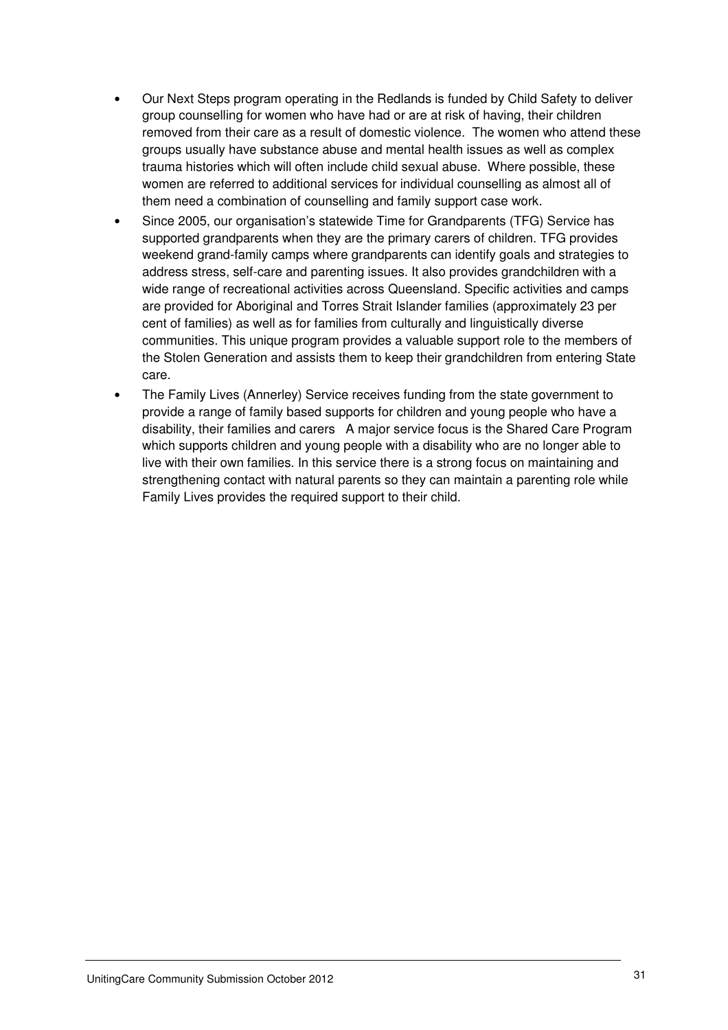- Our Next Steps program operating in the Redlands is funded by Child Safety to deliver group counselling for women who have had or are at risk of having, their children removed from their care as a result of domestic violence. The women who attend these groups usually have substance abuse and mental health issues as well as complex trauma histories which will often include child sexual abuse. Where possible, these women are referred to additional services for individual counselling as almost all of them need a combination of counselling and family support case work.
- Since 2005, our organisation's statewide Time for Grandparents (TFG) Service has supported grandparents when they are the primary carers of children. TFG provides weekend grand-family camps where grandparents can identify goals and strategies to address stress, self-care and parenting issues. It also provides grandchildren with a wide range of recreational activities across Queensland. Specific activities and camps are provided for Aboriginal and Torres Strait Islander families (approximately 23 per cent of families) as well as for families from culturally and linguistically diverse communities. This unique program provides a valuable support role to the members of the Stolen Generation and assists them to keep their grandchildren from entering State care.
- The Family Lives (Annerley) Service receives funding from the state government to provide a range of family based supports for children and young people who have a disability, their families and carers A major service focus is the Shared Care Program which supports children and young people with a disability who are no longer able to live with their own families. In this service there is a strong focus on maintaining and strengthening contact with natural parents so they can maintain a parenting role while Family Lives provides the required support to their child.